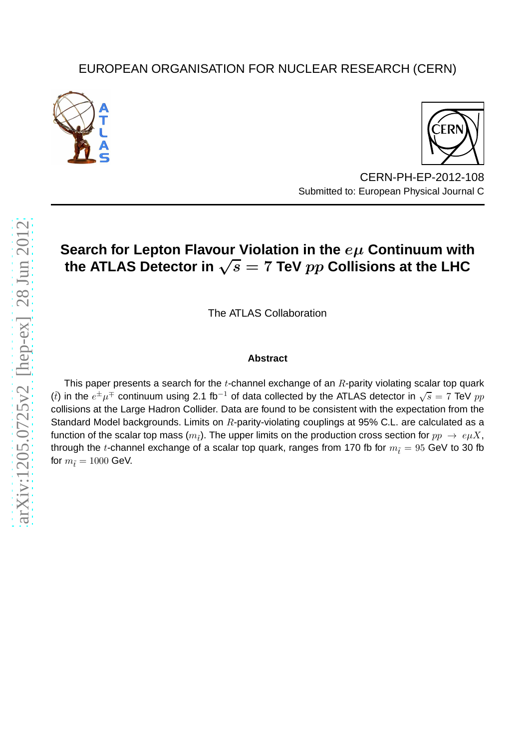EUROPEAN ORGANISATION FOR NUCLEAR RESEARCH (CERN)

CERN-PH-EP-2012-108
Submitted to: European Physical Journal C

# Search for Lepton Flavour Violation in the $e\mu$ Continuum with the ATLAS Detector in $\sqrt{s} = 7$ TeV $pp$ Collisions at the LHC

The ATLAS Collaboration

### Abstract

This paper presents a search for the $t$-channel exchange of an $R$-parity violating scalar top quark ($\tilde{t}$) in the $e^{\pm}\mu^{\mp}$ continuum using 2.1 fb$^{-1}$ of data collected by the ATLAS detector in $\sqrt{s} = 7$ TeV $pp$ collisions at the Large Hadron Collider. Data are found to be consistent with the expectation from the Standard Model backgrounds. Limits on $R$-parity-violating couplings at 95% C.L. are calculated as a function of the scalar top mass ($m_{\tilde{t}}$). The upper limits on the production cross section for $pp \rightarrow e\mu X$, through the $t$-channel exchange of a scalar top quark, ranges from 170 fb for $m_{\tilde{t}} = 95$ GeV to 30 fb for $m_{\tilde{t}} = 1000$ GeV.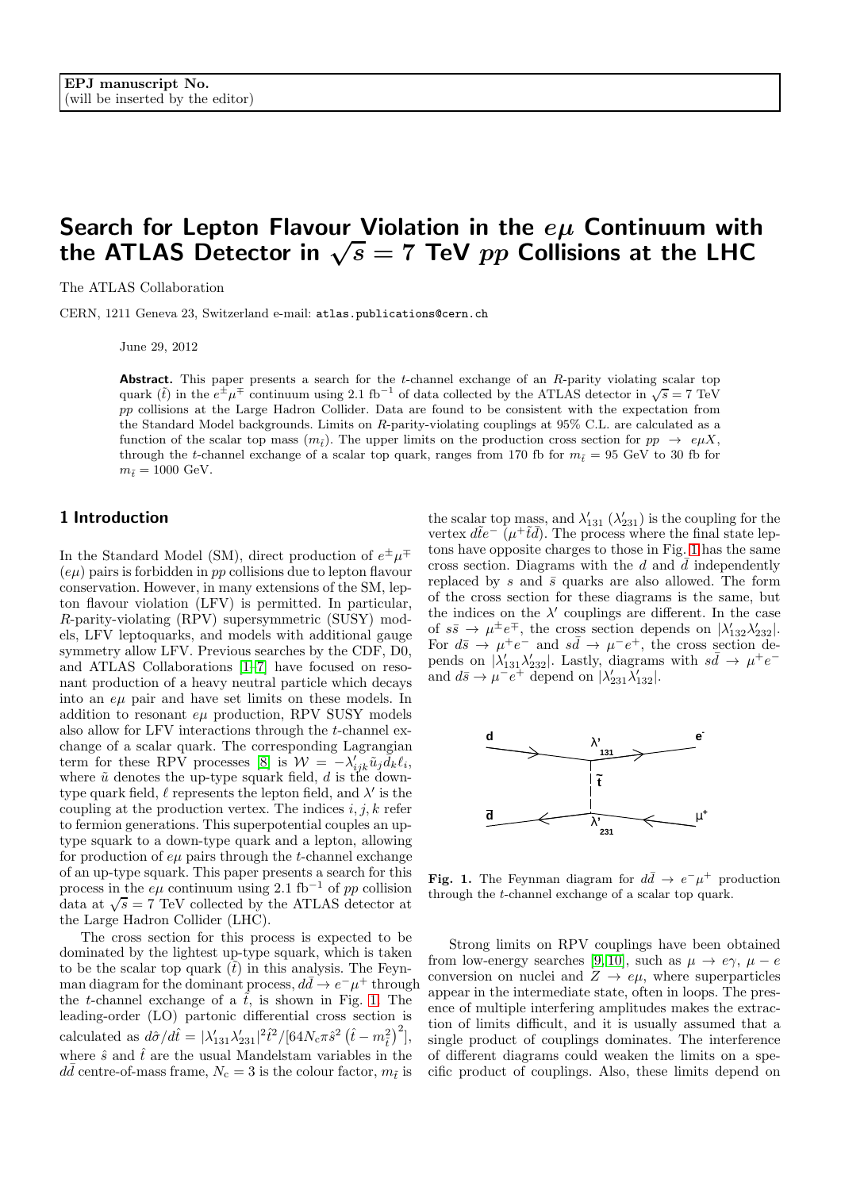EPJ manuscript No.
(will be inserted by the editor)

# Search for Lepton Flavour Violation in the $e\mu$ Continuum with the ATLAS Detector in $\sqrt{s} = 7$ TeV $pp$ Collisions at the LHC

The ATLAS Collaboration

CERN, 1211 Geneva 23, Switzerland e-mail: atlas.publications@cern.ch

June 29, 2012

**Abstract.** This paper presents a search for the $t$-channel exchange of an $R$-parity violating scalar top quark ($\tilde{t}$) in the $e^{\pm}\mu^{\mp}$ continuum using 2.1 fb$^{-1}$ of data collected by the ATLAS detector in $\sqrt{s} = 7$ TeV $pp$ collisions at the Large Hadron Collider. Data are found to be consistent with the expectation from the Standard Model backgrounds. Limits on $R$-parity-violating couplings at 95% C.L. are calculated as a function of the scalar top mass ($m_{\tilde{t}}$). The upper limits on the production cross section for $pp \rightarrow e\mu X$, through the $t$-channel exchange of a scalar top quark, ranges from 170 fb for $m_{\tilde{t}} = 95$ GeV to 30 fb for $m_{\tilde{t}} = 1000$ GeV.

## 1 Introduction

In the Standard Model (SM), direct production of $e^{\pm}\mu^{\mp}$ ($e\mu$) pairs is forbidden in $pp$ collisions due to lepton flavour conservation. However, in many extensions of the SM, lepton flavour violation (LFV) is permitted. In particular, $R$-parity-violating (RPV) supersymmetric (SUSY) models, LFV leptoquarks, and models with additional gauge symmetry allow LFV. Previous searches by the CDF, D0, and ATLAS Collaborations [1–7] have focused on resonant production of a heavy neutral particle which decays into an $e\mu$ pair and have set limits on these models. In addition to resonant $e\mu$ production, RPV SUSY models also allow for LFV interactions through the $t$-channel exchange of a scalar quark. The corresponding Lagrangian term for these RPV processes [8] is $\mathcal{W} = -\lambda'_{ijk}\tilde{u}_j \bar{d}_k \ell_i$, where $\tilde{u}$ denotes the up-type squark field, $d$ is the down-type quark field, $\ell$ represents the lepton field, and $\lambda'$ is the coupling at the production vertex. The indices $i, j, k$ refer to fermion generations. This superpotential couples an up-type squark to a down-type quark and a lepton, allowing for production of $e\mu$ pairs through the $t$-channel exchange of an up-type squark. This paper presents a search for this process in the $e\mu$ continuum using 2.1 fb$^{-1}$ of $pp$ collision data at $\sqrt{s} = 7$ TeV collected by the ATLAS detector at the Large Hadron Collider (LHC).

The cross section for this process is expected to be dominated by the lightest up-type squark, which is taken to be the scalar top quark ($\tilde{t}$) in this analysis. The Feynman diagram for the dominant process, $d\bar{d} \rightarrow e^-\mu^+$ through the $t$-channel exchange of a $\tilde{t}$, is shown in Fig. 1. The leading-order (LO) partonic differential cross section is calculated as $d\hat{\sigma}/d\hat{t} = |\lambda'_{131}\lambda'_{231}|^2\hat{t}^2/[64N_c\pi\hat{s}^2\left(\hat{t} - m_{\tilde{t}}^2\right)^2]$, where $\hat{s}$ and $\hat{t}$ are the usual Mandelstam variables in the $d\bar{d}$ centre-of-mass frame, $N_c = 3$ is the colour factor, $m_{\tilde{t}}$ is the scalar top mass, and $\lambda'_{131}$ ($\lambda'_{231}$) is the coupling for the vertex $d\tilde{t}e^-$ ($\mu^+\tilde{t}\bar{d}$). The process where the final state leptons have opposite charges to those in Fig. 1 has the same cross section. Diagrams with the $d$ and $\bar{d}$ independently replaced by $s$ and $\bar{s}$ quarks are also allowed. The form of the cross section for these diagrams is the same, but the indices on the $\lambda'$ couplings are different. In the case of $s\bar{s} \rightarrow \mu^{\pm}e^{\mp}$, the cross section depends on $|\lambda'_{132}\lambda'_{232}|$. For $d\bar{s} \rightarrow \mu^+e^-$ and $s\bar{d} \rightarrow \mu^-e^+$, the cross section depends on $|\lambda'_{131}\lambda'_{232}|$. Lastly, diagrams with $s\bar{d} \rightarrow \mu^+e^-$ and $d\bar{s} \rightarrow \mu^-e^+$ depend on $|\lambda'_{231}\lambda'_{132}|$.

**Fig. 1.** The Feynman diagram for $d\bar{d} \rightarrow e^-\mu^+$ production through the $t$-channel exchange of a scalar top quark.

Strong limits on RPV couplings have been obtained from low-energy searches [9, 10], such as $\mu \rightarrow e\gamma$, $\mu - e$ conversion on nuclei and $Z \rightarrow e\mu$, where superparticles appear in the intermediate state, often in loops. The presence of multiple interfering amplitudes makes the extraction of limits difficult, and it is usually assumed that a single product of couplings dominates. The interference of different diagrams could weaken the limits on a specific product of couplings. Also, these limits depend on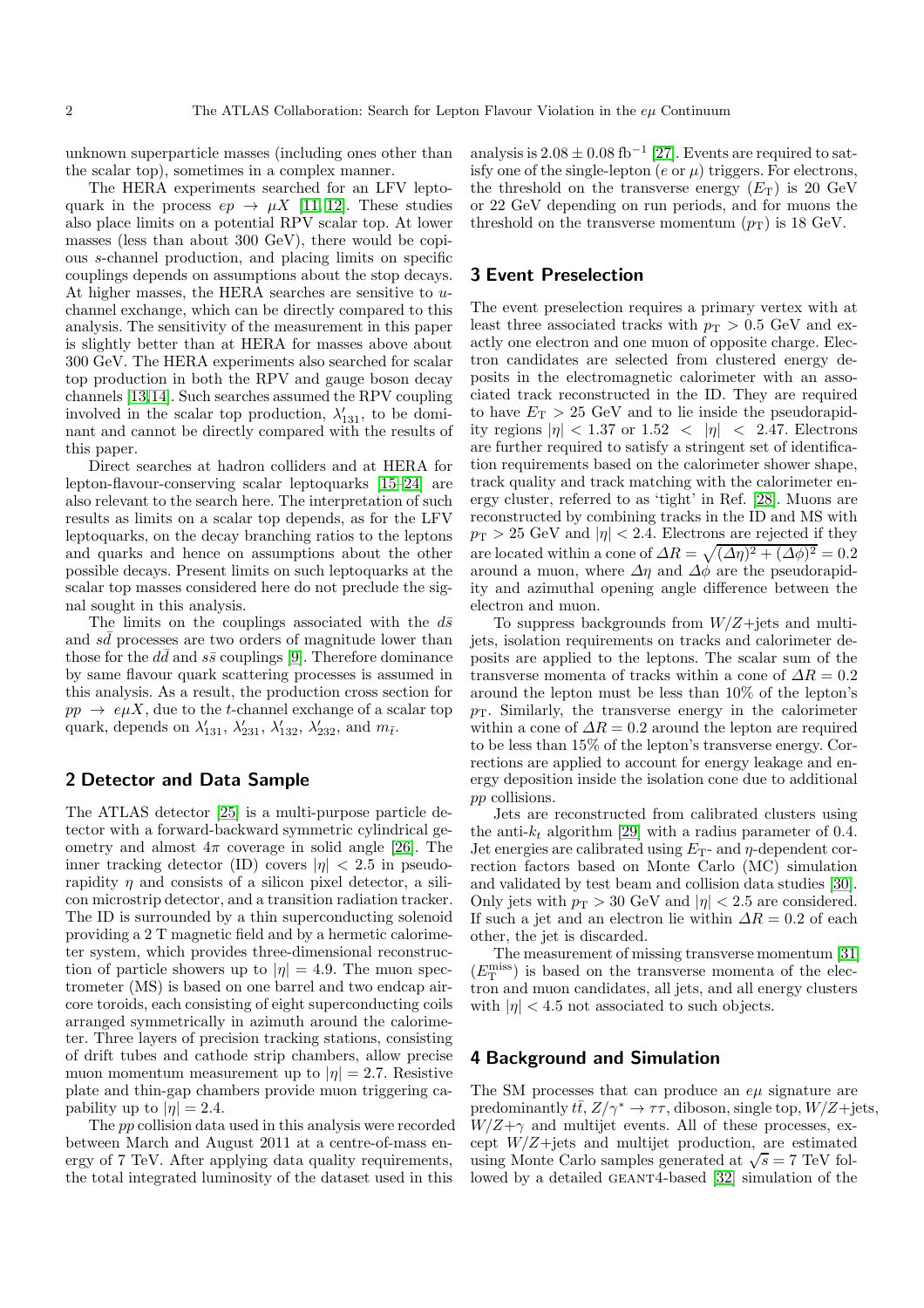unknown superparticle masses (including ones other than the scalar top), sometimes in a complex manner.

The HERA experiments searched for an LFV leptoquark in the process $ep \rightarrow \mu X$ [11, 12]. These studies also place limits on a potential RPV scalar top. At lower masses (less than about 300 GeV), there would be copious $s$-channel production, and placing limits on specific couplings depends on assumptions about the stop decays. At higher masses, the HERA searches are sensitive to $u$-channel exchange, which can be directly compared to this analysis. The sensitivity of the measurement in this paper is slightly better than at HERA for masses above about 300 GeV. The HERA experiments also searched for scalar top production in both the RPV and gauge boson decay channels [13,14]. Such searches assumed the RPV coupling involved in the scalar top production, $\lambda'_{131}$, to be dominant and cannot be directly compared with the results of this paper.

Direct searches at hadron colliders and at HERA for lepton-flavour-conserving scalar leptoquarks [15–24] are also relevant to the search here. The interpretation of such results as limits on a scalar top depends, as for the LFV leptoquarks, on the decay branching ratios to the leptons and quarks and hence on assumptions about the other possible decays. Present limits on such leptoquarks at the scalar top masses considered here do not preclude the signal sought in this analysis.

The limits on the couplings associated with the $d\bar{s}$ and $s\bar{d}$ processes are two orders of magnitude lower than those for the $d\bar{d}$ and $s\bar{s}$ couplings [9]. Therefore dominance by same flavour quark scattering processes is assumed in this analysis. As a result, the production cross section for $pp \rightarrow e\mu X$, due to the $t$-channel exchange of a scalar top quark, depends on $\lambda'_{131}$, $\lambda'_{231}$, $\lambda'_{132}$, $\lambda'_{232}$, and $m_{\tilde{t}}$.

## 2 Detector and Data Sample

The ATLAS detector [25] is a multi-purpose particle detector with a forward-backward symmetric cylindrical geometry and almost $4\pi$ coverage in solid angle [26]. The inner tracking detector (ID) covers $|\eta| < 2.5$ in pseudorapidity $\eta$ and consists of a silicon pixel detector, a silicon microstrip detector, and a transition radiation tracker. The ID is surrounded by a thin superconducting solenoid providing a 2 T magnetic field and by a hermetic calorimeter system, which provides three-dimensional reconstruction of particle showers up to $|\eta| = 4.9$. The muon spectrometer (MS) is based on one barrel and two endcap air-core toroids, each consisting of eight superconducting coils arranged symmetrically in azimuth around the calorimeter. Three layers of precision tracking stations, consisting of drift tubes and cathode strip chambers, allow precise muon momentum measurement up to $|\eta| = 2.7$. Resistive plate and thin-gap chambers provide muon triggering capability up to $|\eta| = 2.4$.

The $pp$ collision data used in this analysis were recorded between March and August 2011 at a centre-of-mass energy of 7 TeV. After applying data quality requirements, the total integrated luminosity of the dataset used in this analysis is $2.08 \pm 0.08$ fb$^{-1}$ [27]. Events are required to satisfy one of the single-lepton ($e$ or $\mu$) triggers. For electrons, the threshold on the transverse energy ($E_{\mathrm{T}}$) is 20 GeV or 22 GeV depending on run periods, and for muons the threshold on the transverse momentum ($p_{\mathrm{T}}$) is 18 GeV.

## 3 Event Preselection

The event preselection requires a primary vertex with at least three associated tracks with $p_{\mathrm{T}} > 0.5$ GeV and exactly one electron and one muon of opposite charge. Electron candidates are selected from clustered energy deposits in the electromagnetic calorimeter with an associated track reconstructed in the ID. They are required to have $E_{\mathrm{T}} > 25$ GeV and to lie inside the pseudorapidity regions $|\eta| < 1.37$ or $1.52 < |\eta| < 2.47$. Electrons are further required to satisfy a stringent set of identification requirements based on the calorimeter shower shape, track quality and track matching with the calorimeter energy cluster, referred to as 'tight' in Ref. [28]. Muons are reconstructed by combining tracks in the ID and MS with $p_{\mathrm{T}} > 25$ GeV and $|\eta| < 2.4$. Electrons are rejected if they are located within a cone of $\Delta R = \sqrt{(\Delta\eta)^2 + (\Delta\phi)^2} = 0.2$ around a muon, where $\Delta\eta$ and $\Delta\phi$ are the pseudorapidity and azimuthal opening angle difference between the electron and muon.

To suppress backgrounds from $W/Z$+jets and multijets, isolation requirements on tracks and calorimeter deposits are applied to the leptons. The scalar sum of the transverse momenta of tracks within a cone of $\Delta R = 0.2$ around the lepton must be less than 10% of the lepton's $p_{\mathrm{T}}$. Similarly, the transverse energy in the calorimeter within a cone of $\Delta R = 0.2$ around the lepton are required to be less than 15% of the lepton's transverse energy. Corrections are applied to account for energy leakage and energy deposition inside the isolation cone due to additional $pp$ collisions.

Jets are reconstructed from calibrated clusters using the anti-$k_t$ algorithm [29] with a radius parameter of 0.4. Jet energies are calibrated using $E_{\mathrm{T}}$- and $\eta$-dependent correction factors based on Monte Carlo (MC) simulation and validated by test beam and collision data studies [30]. Only jets with $p_{\mathrm{T}} > 30$ GeV and $|\eta| < 2.5$ are considered. If such a jet and an electron lie within $\Delta R = 0.2$ of each other, the jet is discarded.

The measurement of missing transverse momentum [31] ($E_{\mathrm{T}}^{\mathrm{miss}}$) is based on the transverse momenta of the electron and muon candidates, all jets, and all energy clusters with $|\eta| < 4.5$ not associated to such objects.

## 4 Background and Simulation

The SM processes that can produce an $e\mu$ signature are predominantly $t\bar{t}$, $Z/\gamma^* \rightarrow \tau\tau$, diboson, single top, $W/Z$+jets, $W/Z+\gamma$ and multijet events. All of these processes, except $W/Z$+jets and multijet production, are estimated using Monte Carlo samples generated at $\sqrt{s} = 7$ TeV followed by a detailed GEANT4-based [32] simulation of the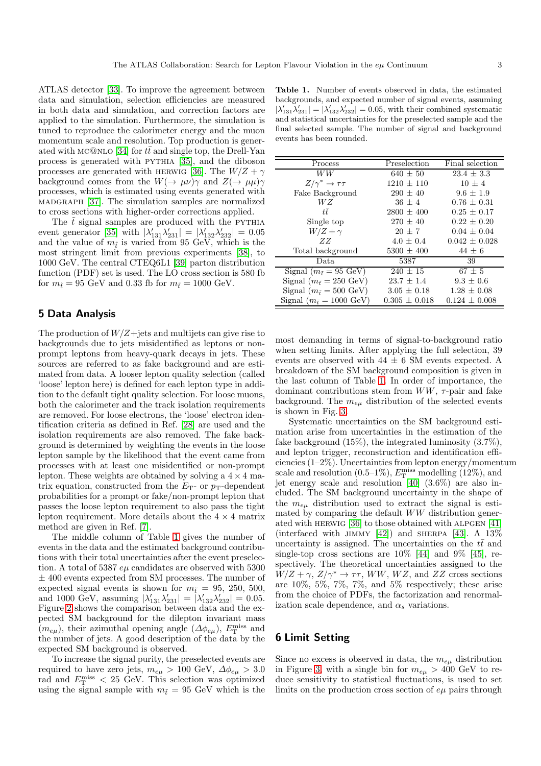ATLAS detector [33]. To improve the agreement between data and simulation, selection efficiencies are measured in both data and simulation, and correction factors are applied to the simulation. Furthermore, the simulation is tuned to reproduce the calorimeter energy and the muon momentum scale and resolution. Top production is generated with MC@NLO [34] for $t\bar{t}$ and single top, the Drell-Yan process is generated with PYTHIA [35], and the diboson processes are generated with HERWIG [36]. The $W/Z+\gamma$ background comes from the $W(\to\mu\nu)\gamma$ and $Z(\to\mu\mu)\gamma$ processes, which is estimated using events generated with MADGRAPH [37]. The simulation samples are normalized to cross sections with higher-order corrections applied.

The $\tilde{t}$ signal samples are produced with the PYTHIA event generator [35] with $|\lambda'_{131}\lambda'_{231}| = |\lambda'_{132}\lambda'_{232}| = 0.05$ and the value of $m_{\tilde{t}}$ is varied from 95 GeV, which is the most stringent limit from previous experiments [38], to 1000 GeV. The central CTEQ6L1 [39] parton distribution function (PDF) set is used. The LO cross section is 580 fb for $m_{\tilde{t}} = 95$ GeV and 0.33 fb for $m_{\tilde{t}} = 1000$ GeV.

## 5 Data Analysis

The production of $W/Z$+jets and multijets can give rise to backgrounds due to jets misidentified as leptons or non-prompt leptons from heavy-quark decays in jets. These sources are referred to as fake background and are estimated from data. A looser lepton quality selection (called 'loose' lepton here) is defined for each lepton type in addition to the default tight quality selection. For loose muons, both the calorimeter and the track isolation requirements are removed. For loose electrons, the 'loose' electron identification criteria as defined in Ref. [28] are used and the isolation requirements are also removed. The fake background is determined by weighting the events in the loose lepton sample by the likelihood that the event came from processes with at least one misidentified or non-prompt lepton. These weights are obtained by solving a $4\times4$ matrix equation, constructed from the $E_T$- or $p_T$-dependent probabilities for a prompt or fake/non-prompt lepton that passes the loose lepton requirement to also pass the tight lepton requirement. More details about the $4\times4$ matrix method are given in Ref. [7].

The middle column of Table 1 gives the number of events in the data and the estimated background contributions with their total uncertainties after the event preselection. A total of 5387 $e\mu$ candidates are observed with 5300 $\pm$ 400 events expected from SM processes. The number of expected signal events is shown for $m_{\tilde{t}} = 95$, 250, 500, and 1000 GeV, assuming $|\lambda'_{131}\lambda'_{231}| = |\lambda'_{132}\lambda'_{232}| = 0.05$. Figure 2 shows the comparison between data and the expected SM background for the dilepton invariant mass ($m_{e\mu}$), their azimuthal opening angle ($\Delta\phi_{e\mu}$), $E_T^{\rm miss}$ and the number of jets. A good description of the data by the expected SM background is observed.

To increase the signal purity, the preselected events are required to have zero jets, $m_{e\mu} > 100$ GeV, $\Delta\phi_{e\mu} > 3.0$ rad and $E_T^{\rm miss} < 25$ GeV. This selection was optimized using the signal sample with $m_{\tilde{t}} = 95$ GeV which is the most demanding in terms of signal-to-background ratio when setting limits. After applying the full selection, 39 events are observed with $44 \pm 6$ SM events expected. A breakdown of the SM background composition is given in the last column of Table 1. In order of importance, the dominant contributions stem from $WW$, $\tau$-pair and fake background. The $m_{e\mu}$ distribution of the selected events is shown in Fig. 3.

**Table 1.** Number of events observed in data, the estimated backgrounds, and expected number of signal events, assuming $|\lambda'_{131}\lambda'_{231}| = |\lambda'_{132}\lambda'_{232}| = 0.05$, with their combined systematic and statistical uncertainties for the preselected sample and the final selected sample. The number of signal and background events has been rounded.

| Process | Preselection | Final selection |
|---|---|---|
| $WW$ | 640 $\pm$ 50 | 23.4 $\pm$ 3.3 |
| $Z/\gamma^*\to\tau\tau$ | 1210 $\pm$ 110 | 10 $\pm$ 4 |
| Fake Background | 290 $\pm$ 40 | 9.6 $\pm$ 1.9 |
| $WZ$ | 36 $\pm$ 4 | 0.76 $\pm$ 0.31 |
| $t\bar{t}$ | 2800 $\pm$ 400 | 0.25 $\pm$ 0.17 |
| Single top | 270 $\pm$ 40 | 0.22 $\pm$ 0.20 |
| $W/Z+\gamma$ | 20 $\pm$ 7 | 0.04 $\pm$ 0.04 |
| $ZZ$ | 4.0 $\pm$ 0.4 | 0.042 $\pm$ 0.028 |
| Total background | 5300 $\pm$ 400 | 44 $\pm$ 6 |
| Data | 5387 | 39 |
| Signal ($m_{\tilde{t}} = 95$ GeV) | 240 $\pm$ 15 | 67 $\pm$ 5 |
| Signal ($m_{\tilde{t}} = 250$ GeV) | 23.7 $\pm$ 1.4 | 9.3 $\pm$ 0.6 |
| Signal ($m_{\tilde{t}} = 500$ GeV) | 3.05 $\pm$ 0.18 | 1.28 $\pm$ 0.08 |
| Signal ($m_{\tilde{t}} = 1000$ GeV) | 0.305 $\pm$ 0.018 | 0.124 $\pm$ 0.008 |

Systematic uncertainties on the SM background estimation arise from uncertainties in the estimation of the fake background (15%), the integrated luminosity (3.7%), and lepton trigger, reconstruction and identification efficiencies (1–2%). Uncertainties from lepton energy/momentum scale and resolution (0.5–1%), $E_T^{\rm miss}$ modelling (12%), and jet energy scale and resolution [40] (3.6%) are also included. The SM background uncertainty in the shape of the $m_{e\mu}$ distribution used to extract the signal is estimated by comparing the default $WW$ distribution generated with HERWIG [36] to those obtained with ALPGEN [41] (interfaced with JIMMY [42]) and SHERPA [43]. A 13% uncertainty is assigned. The uncertainties on the $t\bar{t}$ and single-top cross sections are 10% [44] and 9% [45], respectively. The theoretical uncertainties assigned to the $W/Z+\gamma$, $Z/\gamma^*\to\tau\tau$, $WW$, $WZ$, and $ZZ$ cross sections are 10%, 5%, 7%, 7%, and 5% respectively; these arise from the choice of PDFs, the factorization and renormalization scale dependence, and $\alpha_s$ variations.

## 6 Limit Setting

Since no excess is observed in data, the $m_{e\mu}$ distribution in Figure 3, with a single bin for $m_{e\mu} > 400$ GeV to reduce sensitivity to statistical fluctuations, is used to set limits on the production cross section of $e\mu$ pairs through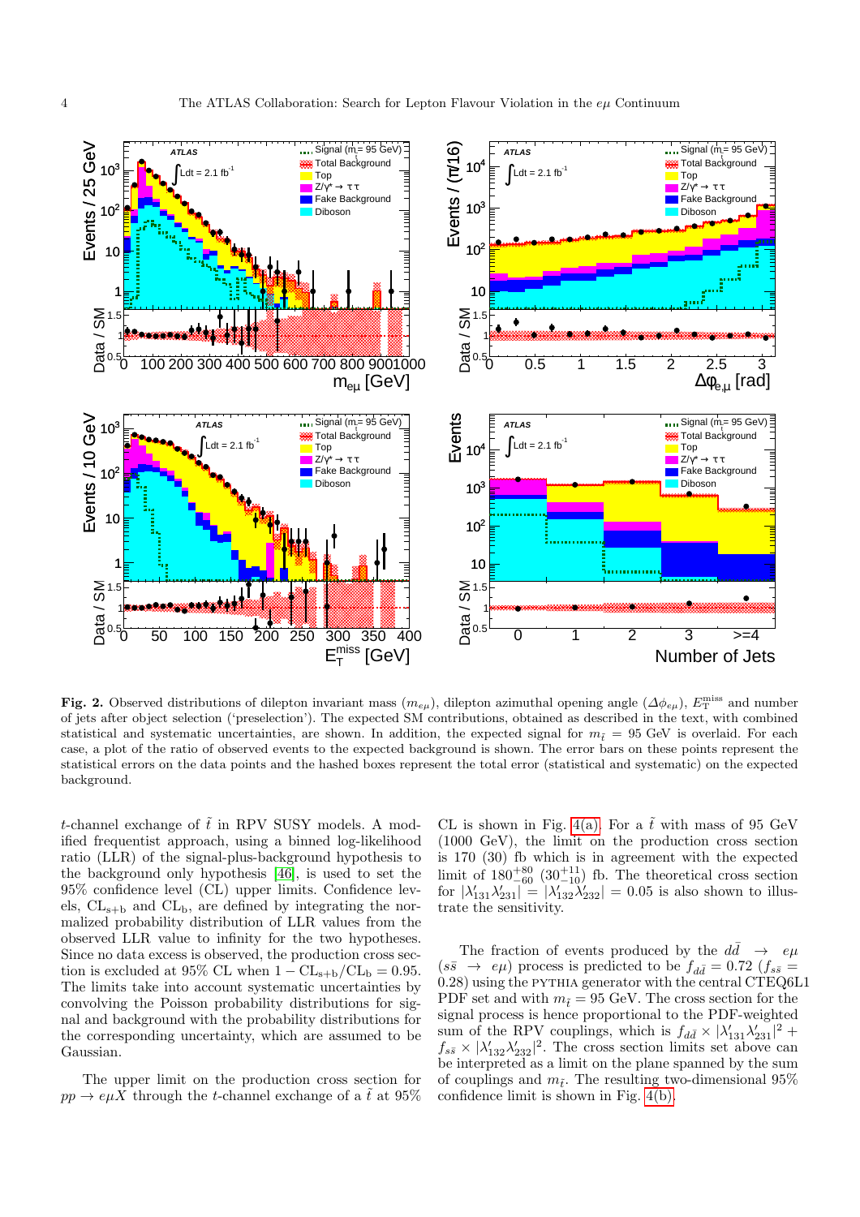**Fig. 2.** Observed distributions of dilepton invariant mass ($m_{e\mu}$), dilepton azimuthal opening angle ($\Delta\phi_{e\mu}$), $E_{\mathrm{T}}^{\mathrm{miss}}$ and number of jets after object selection ('preselection'). The expected SM contributions, obtained as described in the text, with combined statistical and systematic uncertainties, are shown. In addition, the expected signal for $m_{\tilde{t}} = 95$ GeV is overlaid. For each case, a plot of the ratio of observed events to the expected background is shown. The error bars on these points represent the statistical errors on the data points and the hashed boxes represent the total error (statistical and systematic) on the expected background.

$t$-channel exchange of $\tilde{t}$ in RPV SUSY models. A modified frequentist approach, using a binned log-likelihood ratio (LLR) of the signal-plus-background hypothesis to the background only hypothesis [46], is used to set the 95% confidence level (CL) upper limits. Confidence levels, $\mathrm{CL_{s+b}}$ and $\mathrm{CL_b}$, are defined by integrating the normalized probability distribution of LLR values from the observed LLR value to infinity for the two hypotheses. Since no data excess is observed, the production cross section is excluded at 95% CL when $1 - \mathrm{CL_{s+b}}/\mathrm{CL_b} = 0.95$. The limits take into account systematic uncertainties by convolving the Poisson probability distributions for signal and background with the probability distributions for the corresponding uncertainty, which are assumed to be Gaussian.

The upper limit on the production cross section for $pp \to e\mu X$ through the $t$-channel exchange of a $\tilde{t}$ at 95% CL is shown in Fig. 4(a). For a $\tilde{t}$ with mass of 95 GeV (1000 GeV), the limit on the production cross section is 170 (30) fb which is in agreement with the expected limit of $180^{+80}_{-60}$ $(30^{+11}_{-10})$ fb. The theoretical cross section for $|\lambda'_{131}\lambda'_{231}| = |\lambda'_{132}\lambda'_{232}| = 0.05$ is also shown to illustrate the sensitivity.

The fraction of events produced by the $d\bar{d} \to e\mu$ ($s\bar{s} \to e\mu$) process is predicted to be $f_{d\bar{d}} = 0.72$ ($f_{s\bar{s}} = 0.28$) using the PYTHIA generator with the central CTEQ6L1 PDF set and with $m_{\tilde{t}} = 95$ GeV. The cross section for the signal process is hence proportional to the PDF-weighted sum of the RPV couplings, which is $f_{d\bar{d}} \times |\lambda'_{131}\lambda'_{231}|^2 + f_{s\bar{s}} \times |\lambda'_{132}\lambda'_{232}|^2$. The cross section limits set above can be interpreted as a limit on the plane spanned by the sum of couplings and $m_{\tilde{t}}$. The resulting two-dimensional 95% confidence limit is shown in Fig. 4(b).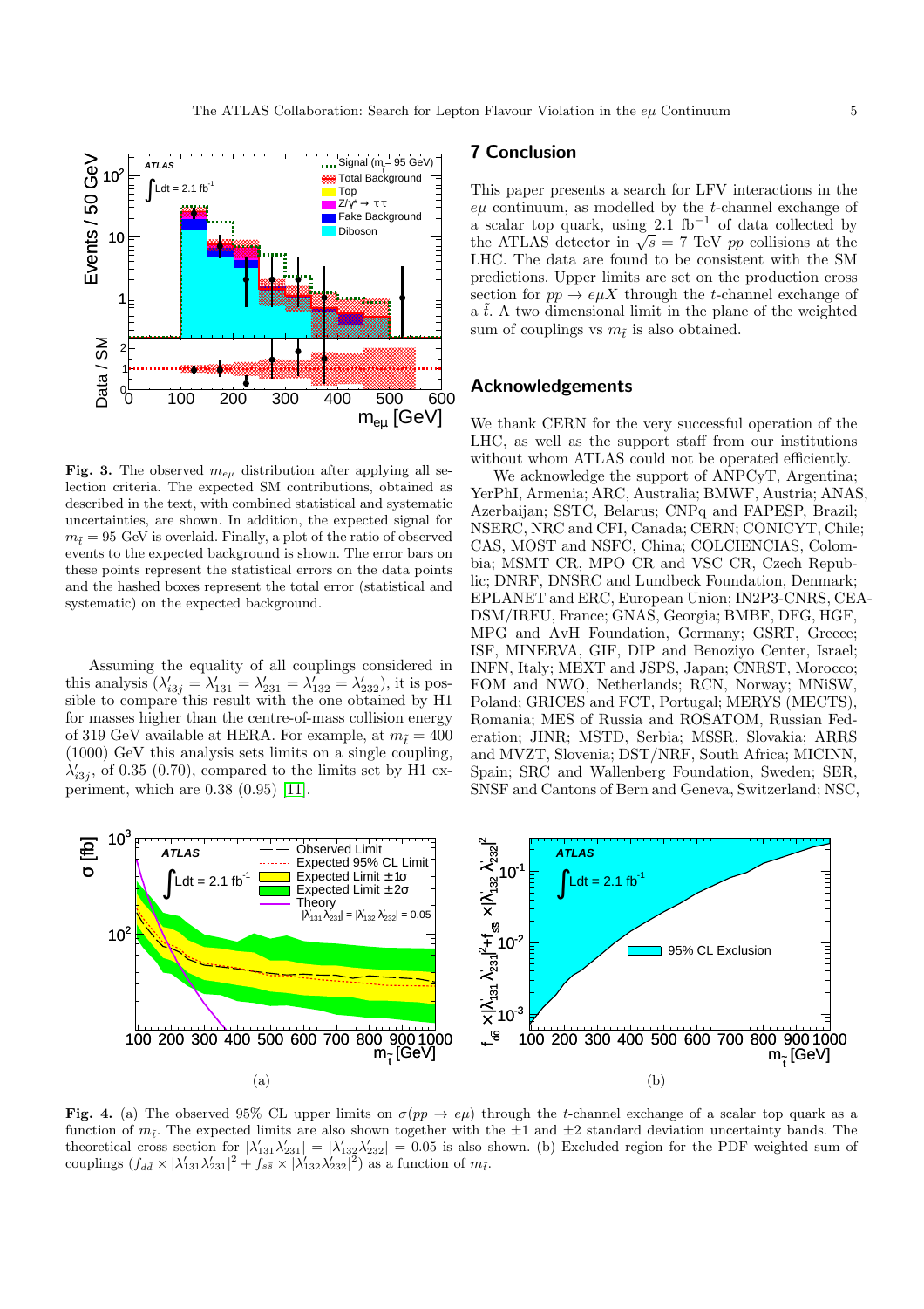**Fig. 3.** The observed $m_{e\mu}$ distribution after applying all selection criteria. The expected SM contributions, obtained as described in the text, with combined statistical and systematic uncertainties, are shown. In addition, the expected signal for $m_{\tilde{t}} = 95$ GeV is overlaid. Finally, a plot of the ratio of observed events to the expected background is shown. The error bars on these points represent the statistical errors on the data points and the hashed boxes represent the total error (statistical and systematic) on the expected background.

Assuming the equality of all couplings considered in this analysis ($\lambda'_{i3j} = \lambda'_{131} = \lambda'_{231} = \lambda'_{132} = \lambda'_{232}$), it is possible to compare this result with the one obtained by H1 for masses higher than the centre-of-mass collision energy of 319 GeV available at HERA. For example, at $m_{\tilde{t}} = 400$ (1000) GeV this analysis sets limits on a single coupling, $\lambda'_{i3j}$, of 0.35 (0.70), compared to the limits set by H1 experiment, which are 0.38 (0.95) [11].

## 7 Conclusion

This paper presents a search for LFV interactions in the $e\mu$ continuum, as modelled by the $t$-channel exchange of a scalar top quark, using 2.1 fb$^{-1}$ of data collected by the ATLAS detector in $\sqrt{s} = 7$ TeV $pp$ collisions at the LHC. The data are found to be consistent with the SM predictions. Upper limits are set on the production cross section for $pp \to e\mu X$ through the $t$-channel exchange of a $\tilde{t}$. A two dimensional limit in the plane of the weighted sum of couplings vs $m_{\tilde{t}}$ is also obtained.

## Acknowledgements

We thank CERN for the very successful operation of the LHC, as well as the support staff from our institutions without whom ATLAS could not be operated efficiently.

We acknowledge the support of ANPCyT, Argentina; YerPhI, Armenia; ARC, Australia; BMWF, Austria; ANAS, Azerbaijan; SSTC, Belarus; CNPq and FAPESP, Brazil; NSERC, NRC and CFI, Canada; CERN; CONICYT, Chile; CAS, MOST and NSFC, China; COLCIENCIAS, Colombia; MSMT CR, MPO CR and VSC CR, Czech Republic; DNRF, DNSRC and Lundbeck Foundation, Denmark; EPLANET and ERC, European Union; IN2P3-CNRS, CEA-DSM/IRFU, France; GNAS, Georgia; BMBF, DFG, HGF, MPG and AvH Foundation, Germany; GSRT, Greece; ISF, MINERVA, GIF, DIP and Benoziyo Center, Israel; INFN, Italy; MEXT and JSPS, Japan; CNRST, Morocco; FOM and NWO, Netherlands; RCN, Norway; MNiSW, Poland; GRICES and FCT, Portugal; MERYS (MECTS), Romania; MES of Russia and ROSATOM, Russian Federation; JINR; MSTD, Serbia; MSSR, Slovakia; ARRS and MVZT, Slovenia; DST/NRF, South Africa; MICINN, Spain; SRC and Wallenberg Foundation, Sweden; SER, SNSF and Cantons of Bern and Geneva, Switzerland; NSC,

**Fig. 4.** (a) The observed 95% CL upper limits on $\sigma(pp \to e\mu)$ through the $t$-channel exchange of a scalar top quark as a function of $m_{\tilde{t}}$. The expected limits are also shown together with the $\pm 1$ and $\pm 2$ standard deviation uncertainty bands. The theoretical cross section for $|\lambda'_{131}\lambda'_{231}| = |\lambda'_{132}\lambda'_{232}| = 0.05$ is also shown. (b) Excluded region for the PDF weighted sum of couplings ($f_{d\bar{d}} \times |\lambda'_{131}\lambda'_{231}|^2 + f_{s\bar{s}} \times |\lambda'_{132}\lambda'_{232}|^2$) as a function of $m_{\tilde{t}}$.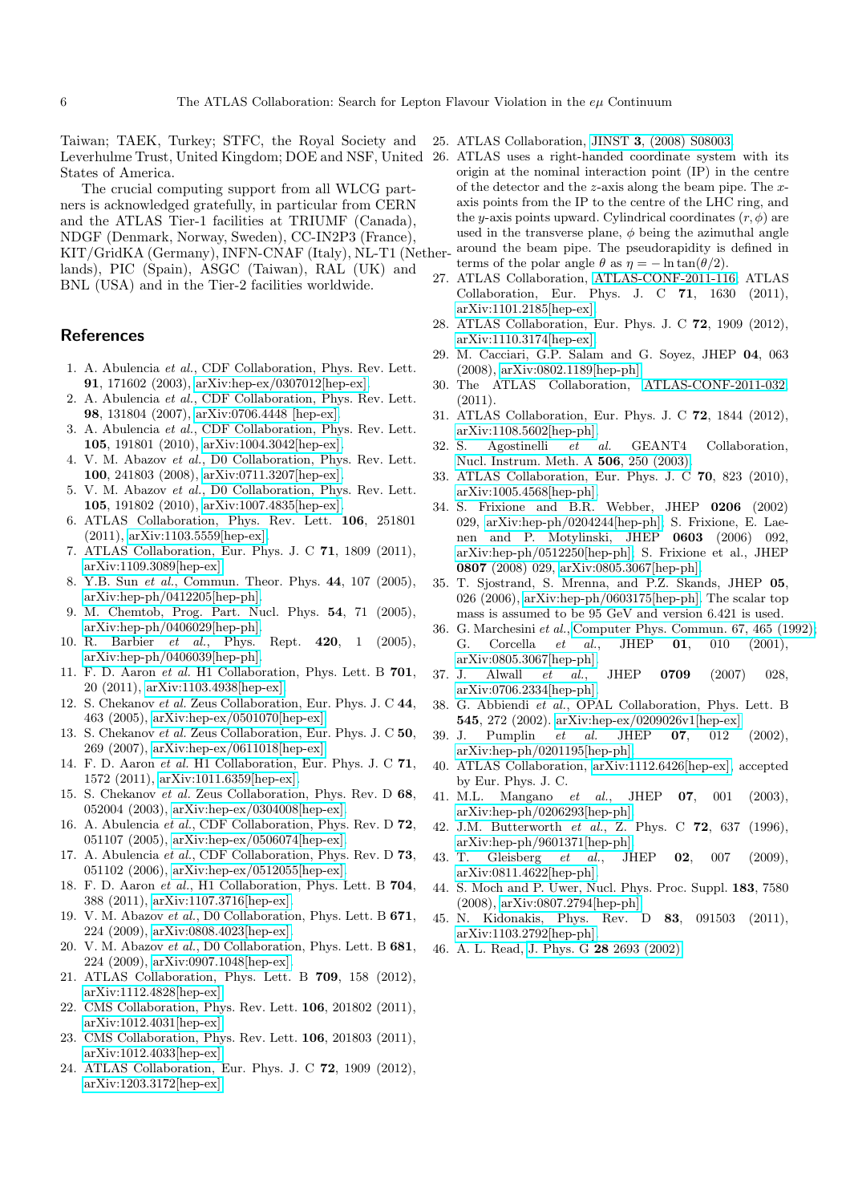Taiwan; TAEK, Turkey; STFC, the Royal Society and Leverhulme Trust, United Kingdom; DOE and NSF, United States of America.

The crucial computing support from all WLCG partners is acknowledged gratefully, in particular from CERN and the ATLAS Tier-1 facilities at TRIUMF (Canada), NDGF (Denmark, Norway, Sweden), CC-IN2P3 (France), KIT/GridKA (Germany), INFN-CNAF (Italy), NL-T1 (Netherlands), PIC (Spain), ASGC (Taiwan), RAL (UK) and BNL (USA) and in the Tier-2 facilities worldwide.

## References

1. A. Abulencia *et al.*, CDF Collaboration, Phys. Rev. Lett. **91**, 171602 (2003), arXiv:hep-ex/0307012[hep-ex].
2. A. Abulencia *et al.*, CDF Collaboration, Phys. Rev. Lett. **98**, 131804 (2007), arXiv:0706.4448 [hep-ex].
3. A. Abulencia *et al.*, CDF Collaboration, Phys. Rev. Lett. **105**, 191801 (2010), arXiv:1004.3042[hep-ex].
4. V. M. Abazov *et al.*, D0 Collaboration, Phys. Rev. Lett. **100**, 241803 (2008), arXiv:0711.3207[hep-ex].
5. V. M. Abazov *et al.*, D0 Collaboration, Phys. Rev. Lett. **105**, 191802 (2010), arXiv:1007.4835[hep-ex].
6. ATLAS Collaboration, Phys. Rev. Lett. **106**, 251801 (2011), arXiv:1103.5559[hep-ex].
7. ATLAS Collaboration, Eur. Phys. J. C **71**, 1809 (2011), arXiv:1109.3089[hep-ex].
8. Y.B. Sun *et al.*, Commun. Theor. Phys. **44**, 107 (2005), arXiv:hep-ph/0412205[hep-ph].
9. M. Chemtob, Prog. Part. Nucl. Phys. **54**, 71 (2005), arXiv:hep-ph/0406029[hep-ph].
10. R. Barbier *et al.*, Phys. Rept. **420**, 1 (2005), arXiv:hep-ph/0406039[hep-ph].
11. F. D. Aaron *et al.* H1 Collaboration, Phys. Lett. B **701**, 20 (2011), arXiv:1103.4938[hep-ex].
12. S. Chekanov *et al.* Zeus Collaboration, Eur. Phys. J. C **44**, 463 (2005), arXiv:hep-ex/0501070[hep-ex].
13. S. Chekanov *et al.* Zeus Collaboration, Eur. Phys. J. C **50**, 269 (2007), arXiv:hep-ex/0611018[hep-ex].
14. F. D. Aaron *et al.* H1 Collaboration, Eur. Phys. J. C **71**, 1572 (2011), arXiv:1011.6359[hep-ex].
15. S. Chekanov *et al.* Zeus Collaboration, Phys. Rev. D **68**, 052004 (2003), arXiv:hep-ex/0304008[hep-ex].
16. A. Abulencia *et al.*, CDF Collaboration, Phys. Rev. D **72**, 051107 (2005), arXiv:hep-ex/0506074[hep-ex].
17. A. Abulencia *et al.*, CDF Collaboration, Phys. Rev. D **73**, 051102 (2006), arXiv:hep-ex/0512055[hep-ex].
18. F. D. Aaron *et al.*, H1 Collaboration, Phys. Lett. B **704**, 388 (2011), arXiv:1107.3716[hep-ex].
19. V. M. Abazov *et al.*, D0 Collaboration, Phys. Lett. B **671**, 224 (2009), arXiv:0808.4023[hep-ex].
20. V. M. Abazov *et al.*, D0 Collaboration, Phys. Lett. B **681**, 224 (2009), arXiv:0907.1048[hep-ex].
21. ATLAS Collaboration, Phys. Lett. B **709**, 158 (2012), arXiv:1112.4828[hep-ex].
22. CMS Collaboration, Phys. Rev. Lett. **106**, 201802 (2011), arXiv:1012.4031[hep-ex].
23. CMS Collaboration, Phys. Rev. Lett. **106**, 201803 (2011), arXiv:1012.4033[hep-ex].
24. ATLAS Collaboration, Eur. Phys. J. C **72**, 1909 (2012), arXiv:1203.3172[hep-ex].
25. ATLAS Collaboration, JINST **3**, (2008) S08003.
26. ATLAS uses a right-handed coordinate system with its origin at the nominal interaction point (IP) in the centre of the detector and the $z$-axis along the beam pipe. The $x$-axis points from the IP to the centre of the LHC ring, and the $y$-axis points upward. Cylindrical coordinates $(r, \phi)$ are used in the transverse plane, $\phi$ being the azimuthal angle around the beam pipe. The pseudorapidity is defined in terms of the polar angle $\theta$ as $\eta = -\ln\tan(\theta/2)$.
27. ATLAS Collaboration, ATLAS-CONF-2011-116; ATLAS Collaboration, Eur. Phys. J. C **71**, 1630 (2011), arXiv:1101.2185[hep-ex].
28. ATLAS Collaboration, Eur. Phys. J. C **72**, 1909 (2012), arXiv:1110.3174[hep-ex].
29. M. Cacciari, G.P. Salam and G. Soyez, JHEP **04**, 063 (2008), arXiv:0802.1189[hep-ph].
30. The ATLAS Collaboration, ATLAS-CONF-2011-032 (2011).
31. ATLAS Collaboration, Eur. Phys. J. C **72**, 1844 (2012), arXiv:1108.5602[hep-ph].
32. S. Agostinelli *et al.* GEANT4 Collaboration, Nucl. Instrum. Meth. A **506**, 250 (2003).
33. ATLAS Collaboration, Eur. Phys. J. C **70**, 823 (2010), arXiv:1005.4568[hep-ph].
34. S. Frixione and B.R. Webber, JHEP **0206** (2002) 029, arXiv:hep-ph/0204244[hep-ph]; S. Frixione, E. Laenen and P. Motylinski, JHEP **0603** (2006) 092, arXiv:hep-ph/0512250[hep-ph]; S. Frixione et al., JHEP **0807** (2008) 029, arXiv:0805.3067[hep-ph].
35. T. Sjostrand, S. Mrenna, and P.Z. Skands, JHEP **05**, 026 (2006), arXiv:hep-ph/0603175[hep-ph]. The scalar top mass is assumed to be 95 GeV and version 6.421 is used.
36. G. Marchesini *et al.*, Computer Phys. Commun. 67, 465 (1992); G. Corcella *et al.*, JHEP **01**, 010 (2001), arXiv:0805.3067[hep-ph].
37. J. Alwall *et al.*, JHEP **0709** (2007) 028, arXiv:0706.2334[hep-ph].
38. G. Abbiendi *et al.*, OPAL Collaboration, Phys. Lett. B **545**, 272 (2002). arXiv:hep-ex/0209026v1[hep-ex].
39. J. Pumplin *et al.* JHEP **07**, 012 (2002), arXiv:hep-ph/0201195[hep-ph].
40. ATLAS Collaboration, arXiv:1112.6426[hep-ex], accepted by Eur. Phys. J. C.
41. M.L. Mangano *et al.*, JHEP **07**, 001 (2003), arXiv:hep-ph/0206293[hep-ph].
42. J.M. Butterworth *et al.*, Z. Phys. C **72**, 637 (1996), arXiv:hep-ph/9601371[hep-ph].
43. T. Gleisberg *et al.*, JHEP **02**, 007 (2009), arXiv:0811.4622[hep-ph].
44. S. Moch and P. Uwer, Nucl. Phys. Proc. Suppl. **183**, 7580 (2008), arXiv:0807.2794[hep-ph].
45. N. Kidonakis, Phys. Rev. D **83**, 091503 (2011), arXiv:1103.2792[hep-ph].
46. A. L. Read, J. Phys. G **28** 2693 (2002).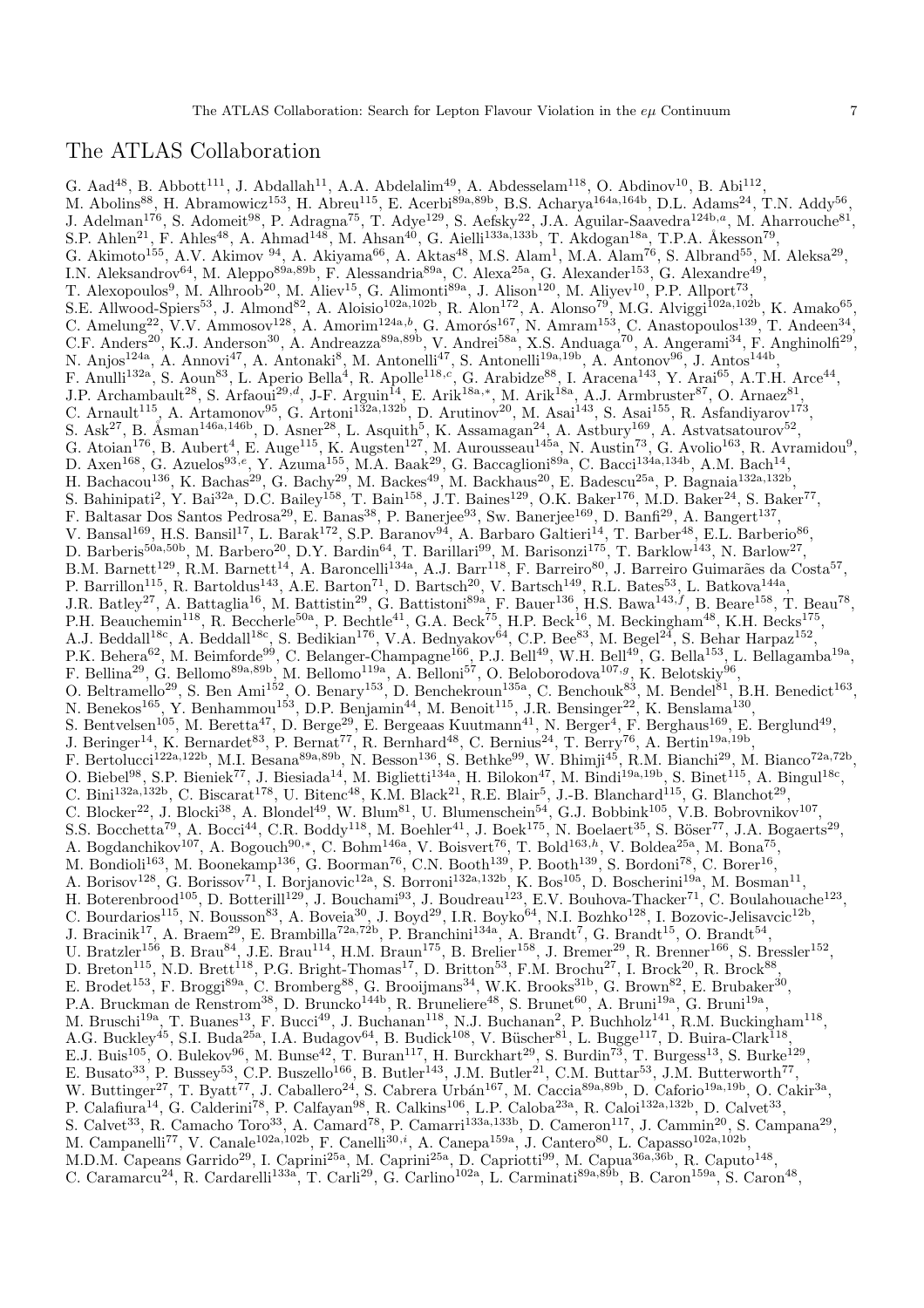# The ATLAS Collaboration

G. Aad[48], B. Abbott[111], J. Abdallah[11], A.A. Abdelalim[49], A. Abdesselam[118], O. Abdinov[10], B. Abi[112], M. Abolins[88], H. Abramowicz[153], H. Abreu[115], E. Acerbi[89a,89b], B.S. Acharya[164a,164b], D.L. Adams[24], T.N. Addy[56], J. Adelman[176], S. Adomeit[98], P. Adragna[75], T. Adye[129], S. Aefsky[22], J.A. Aguilar-Saavedra[124b,a], M. Aharrouche[81], S.P. Ahlen[21], F. Ahles[48], A. Ahmad[148], M. Ahsan[40], G. Aielli[133a,133b], T. Akdogan[18a], T.P.A. Åkesson[79], G. Akimoto[155], A.V. Akimov [94], A. Akiyama[66], A. Aktas[48], M.S. Alam[1], M.A. Alam[76], S. Albrand[55], M. Aleksa[29], I.N. Aleksandrov[64], M. Aleppo[89a,89b], F. Alessandria[89a], C. Alexa[25a], G. Alexander[153], G. Alexandre[49], T. Alexopoulos[9], M. Alhroob[20], M. Aliev[15], G. Alimonti[89a], J. Alison[120], M. Aliyev[10], P.P. Allport[73], S.E. Allwood-Spiers[53], J. Almond[82], A. Aloisio[102a,102b], R. Alon[172], A. Alonso[79], M.G. Alviggi[102a,102b], K. Amako[65], C. Amelung[22], V.V. Ammosov[128], A. Amorim[124a,b], G. Amorós[167], N. Amram[153], C. Anastopoulos[139], T. Andeen[34], C.F. Anders[20], K.J. Anderson[30], A. Andreazza[89a,89b], V. Andrei[58a], X.S. Anduaga[70], A. Angerami[34], F. Anghinolfi[29], N. Anjos[124a], A. Annovi[47], A. Antonaki[8], M. Antonelli[47], S. Antonelli[19a,19b], A. Antonov[96], J. Antos[144b], F. Anulli[132a], S. Aoun[83], L. Aperio Bella[4], R. Apolle[118,c], G. Arabidze[88], I. Aracena[143], Y. Arai[65], A.T.H. Arce[44], J.P. Archambault[28], S. Arfaoui[29,d], J-F. Arguin[14], E. Arik[18a,*], M. Arik[18a], A.J. Armbruster[87], O. Arnaez[81], C. Arnault[115], A. Artamonov[95], G. Artoni[132a,132b], D. Arutinov[20], M. Asai[143], S. Asai[155], R. Asfandiyarov[173], S. Ask[27], B. Åsman[146a,146b], D. Asner[28], L. Asquith[5], K. Assamagan[24], A. Astbury[169], A. Astvatsatourov[52], G. Atoian[176], B. Aubert[4], E. Auge[115], K. Augsten[127], M. Aurousseau[145a], N. Austin[73], G. Avolio[163], R. Avramidou[9], D. Axen[168], G. Azuelos[93,e], Y. Azuma[155], M.A. Baak[29], G. Baccaglioni[89a], C. Bacci[134a,134b], A.M. Bach[14], H. Bachacou[136], K. Bachas[29], G. Bachy[29], M. Backes[49], M. Backhaus[20], E. Badescu[25a], P. Bagnaia[132a,132b], S. Bahinipati[2], Y. Bai[32a], D.C. Bailey[158], T. Bain[158], J.T. Baines[129], O.K. Baker[176], M.D. Baker[24], S. Baker[77], F. Baltasar Dos Santos Pedrosa[29], E. Banas[38], P. Banerjee[93], Sw. Banerjee[169], D. Banfi[29], A. Bangert[137], V. Bansal[169], H.S. Bansil[17], L. Barak[172], S.P. Baranov[94], A. Barbaro Galtieri[14], T. Barber[48], E.L. Barberio[86], D. Barberis[50a,50b], M. Barbero[20], D.Y. Bardin[64], T. Barillari[99], M. Barisonzi[175], T. Barklow[143], N. Barlow[27], B.M. Barnett[129], R.M. Barnett[14], A. Baroncelli[134a], A.J. Barr[118], F. Barreiro[80], J. Barreiro Guimarães da Costa[57], P. Barrillon[115], R. Bartoldus[143], A.E. Barton[71], D. Bartsch[20], V. Bartsch[149], R.L. Bates[53], L. Batkova[144a], J.R. Batley[27], A. Battaglia[16], M. Battistin[29], G. Battistoni[89a], F. Bauer[136], H.S. Bawa[143,f], B. Beare[158], T. Beau[78], P.H. Beauchemin[118], R. Beccherle[50a], P. Bechtle[41], G.A. Beck[75], H.P. Beck[16], M. Beckingham[48], K.H. Becks[175], A.J. Beddall[18c], A. Beddall[18c], S. Bedikian[176], V.A. Bednyakov[64], C.P. Bee[83], M. Begel[24], S. Behar Harpaz[152], P.K. Behera[62], M. Beimforde[99], C. Belanger-Champagne[166], P.J. Bell[49], W.H. Bell[49], G. Bella[153], L. Bellagamba[19a], F. Bellina[29], G. Bellomo[89a,89b], M. Bellomo[119a], A. Belloni[57], O. Beloborodova[107,g], K. Belotskiy[96], O. Beltramello[29], S. Ben Ami[152], O. Benary[153], D. Benchekroun[135a], C. Benchouk[83], M. Bendel[81], B.H. Benedict[163], N. Benekos[165], Y. Benhammou[153], D.P. Benjamin[44], M. Benoit[115], J.R. Bensinger[22], K. Benslama[130], S. Bentvelsen[105], M. Beretta[47], D. Berge[29], E. Bergeaas Kuutmann[41], N. Berger[4], F. Berghaus[169], E. Berglund[49], J. Beringer[14], K. Bernardet[83], P. Bernat[77], R. Bernhard[48], C. Bernius[24], T. Berry[76], A. Bertin[19a,19b], F. Bertolucci[122a,122b], M.I. Besana[89a,89b], N. Besson[136], S. Bethke[99], W. Bhimji[45], R.M. Bianchi[29], M. Bianco[72a,72b], O. Biebel[98], S.P. Bieniek[77], J. Biesiada[14], M. Biglietti[134a], H. Bilokon[47], M. Bindi[19a,19b], S. Binet[115], A. Bingul[18c], C. Bini[132a,132b], C. Biscarat[178], U. Bitenc[48], K.M. Black[21], R.E. Blair[5], J.-B. Blanchard[115], G. Blanchot[29], C. Blocker[22], J. Blocki[38], A. Blondel[49], W. Blum[81], U. Blumenschein[54], G.J. Bobbink[105], V.B. Bobrovnikov[107], S.S. Bocchetta[79], A. Bocci[44], C.R. Boddy[118], M. Boehler[41], J. Boek[175], N. Boelaert[35], S. Böser[77], J.A. Bogaerts[29], A. Bogdanchikov[107], A. Bogouch[90,*], C. Bohm[146a], V. Boisvert[76], T. Bold[163,h], V. Boldea[25a], M. Bona[75], M. Bondioli[163], M. Boonekamp[136], G. Boorman[76], C.N. Booth[139], P. Booth[139], S. Bordoni[78], C. Borer[16], A. Borisov[128], G. Borissov[71], I. Borjanovic[12a], S. Borroni[132a,132b], K. Bos[105], D. Boscherini[19a], M. Bosman[11], H. Boterenbrood[105], D. Botterill[129], J. Bouchami[93], J. Boudreau[123], E.V. Bouhova-Thacker[71], C. Boulahouache[123], C. Bourdarios[115], N. Bousson[83], A. Boveia[30], J. Boyd[29], I.R. Boyko[64], N.I. Bozhko[128], I. Bozovic-Jelisavcic[12b], J. Bracinik[17], A. Braem[29], E. Brambilla[72a,72b], P. Branchini[134a], A. Brandt[7], G. Brandt[15], O. Brandt[54], U. Bratzler[156], B. Brau[84], J.E. Brau[114], H.M. Braun[175], B. Brelier[158], J. Bremer[29], R. Brenner[166], S. Bressler[152], D. Breton[115], N.D. Brett[118], P.G. Bright-Thomas[17], D. Britton[53], F.M. Brochu[27], I. Brock[20], R. Brock[88], E. Brodet[153], F. Broggi[89a], C. Bromberg[88], G. Brooijmans[34], W.K. Brooks[31b], G. Brown[82], E. Brubaker[30], P.A. Bruckman de Renstrom[38], D. Bruncko[144b], R. Bruneliere[48], S. Brunet[60], A. Bruni[19a], G. Bruni[19a], M. Bruschi[19a], T. Buanes[13], F. Bucci[49], J. Buchanan[118], N.J. Buchanan[2], P. Buchholz[141], R.M. Buckingham[118], A.G. Buckley[45], S.I. Buda[25a], I.A. Budagov[64], B. Budick[108], V. Büscher[81], L. Bugge[117], D. Buira-Clark[118], E.J. Buis[105], O. Bulekov[96], M. Bunse[42], T. Buran[117], H. Burckhart[29], S. Burdin[73], T. Burgess[13], S. Burke[129], E. Busato[33], P. Bussey[53], C.P. Buszello[166], B. Butler[143], J.M. Butler[21], C.M. Buttar[53], J.M. Butterworth[77], W. Buttinger[27], T. Byatt[77], J. Caballero[24], S. Cabrera Urbán[167], M. Caccia[89a,89b], D. Caforio[19a,19b], O. Cakir[3a], P. Calafiura[14], G. Calderini[78], P. Calfayan[98], R. Calkins[106], L.P. Caloba[23a], R. Caloi[132a,132b], D. Calvet[33], S. Calvet[33], R. Camacho Toro[33], A. Camard[78], P. Camarri[133a,133b], D. Cameron[117], J. Cammin[20], S. Campana[29], M. Campanelli[77], V. Canale[102a,102b], F. Canelli[30,i], A. Canepa[159a], J. Cantero[80], L. Capasso[102a,102b], M.D.M. Capeans Garrido[29], I. Caprini[25a], M. Caprini[25a], D. Capriotti[99], M. Capua[36a,36b], R. Caputo[148], C. Caramarcu[24], R. Cardarelli[133a], T. Carli[29], G. Carlino[102a], L. Carminati[89a,89b], B. Caron[159a], S. Caron[48],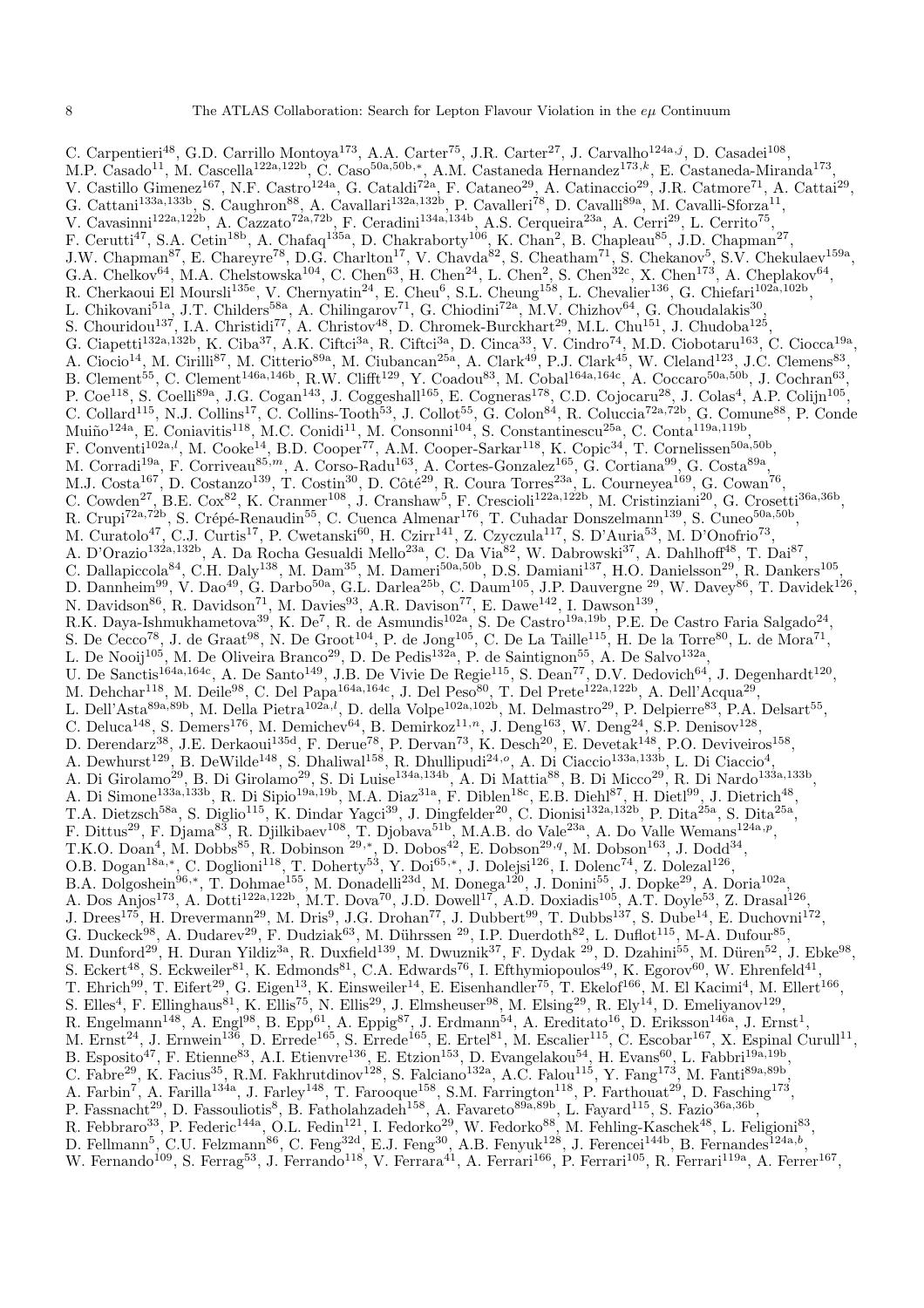C. Carpentieri[48], G.D. Carrillo Montoya[173], A.A. Carter[75], J.R. Carter[27], J. Carvalho[124a,j], D. Casadei[108], M.P. Casado[11], M. Cascella[122a,122b], C. Caso[50a,50b,*], A.M. Castaneda Hernandez[173,k], E. Castaneda-Miranda[173], V. Castillo Gimenez[167], N.F. Castro[124a], G. Cataldi[72a], F. Cataneo[29], A. Catinaccio[29], J.R. Catmore[71], A. Cattai[29], G. Cattani[133a,133b], S. Caughron[88], A. Cavallari[132a,132b], P. Cavalleri[78], D. Cavalli[89a], M. Cavalli-Sforza[11], V. Cavasinni[122a,122b], A. Cazzato[72a,72b], F. Ceradini[134a,134b], A.S. Cerqueira[23a], A. Cerri[29], L. Cerrito[75], F. Cerutti[47], S.A. Cetin[18b], A. Chafaq[135a], D. Chakraborty[106], K. Chan[2], B. Chapleau[85], J.D. Chapman[27], J.W. Chapman[87], E. Chareyre[78], D.G. Charlton[17], V. Chavda[82], S. Cheatham[71], S. Chekanov[5], S.V. Chekulaev[159a], G.A. Chelkov[64], M.A. Chelstowska[104], C. Chen[63], H. Chen[24], L. Chen[2], S. Chen[32c], X. Chen[173], A. Cheplakov[64], R. Cherkaoui El Moursli[135e], V. Chernyatin[24], E. Cheu[6], S.L. Cheung[158], L. Chevalier[136], G. Chiefari[102a,102b], L. Chikovani[51a], J.T. Childers[58a], A. Chilingarov[71], G. Chiodini[72a], M.V. Chizhov[64], G. Choudalakis[30], S. Chouridou[137], I.A. Christidi[77], A. Christov[48], D. Chromek-Burckhart[29], M.L. Chu[151], J. Chudoba[125], G. Ciapetti[132a,132b], K. Ciba[37], A.K. Ciftci[3a], R. Ciftci[3a], D. Cinca[33], V. Cindro[74], M.D. Ciobotaru[163], C. Ciocca[19a], A. Ciocio[14], M. Cirilli[87], M. Citterio[89a], M. Ciubancan[25a], A. Clark[49], P.J. Clark[45], W. Cleland[123], J.C. Clemens[83], B. Clement[55], C. Clement[146a,146b], R.W. Clifft[129], Y. Coadou[83], M. Cobal[164a,164c], A. Coccaro[50a,50b], J. Cochran[63], P. Coe[118], S. Coelli[89a], J.G. Cogan[143], J. Coggeshall[165], E. Cogneras[178], C.D. Cojocaru[28], J. Colas[4], A.P. Colijn[105], C. Collard[115], N.J. Collins[17], C. Collins-Tooth[53], J. Collot[55], G. Colon[84], R. Coluccia[72a,72b], G. Comune[88], P. Conde Muiño[124a], E. Coniavitis[118], M.C. Conidi[11], M. Consonni[104], S. Constantinescu[25a], C. Conta[119a,119b], F. Conventi[102a,l], M. Cooke[14], B.D. Cooper[77], A.M. Cooper-Sarkar[118], K. Copic[34], T. Cornelissen[50a,50b], M. Corradi[19a], F. Corriveau[85,m], A. Corso-Radu[163], A. Cortes-Gonzalez[165], G. Cortiana[99], G. Costa[89a], M.J. Costa[167], D. Costanzo[139], T. Costin[30], D. Côté[29], R. Coura Torres[23a], L. Courneyea[169], G. Cowan[76], C. Cowden[27], B.E. Cox[82], K. Cranmer[108], J. Cranshaw[5], F. Crescioli[122a,122b], M. Cristinziani[20], G. Crosetti[36a,36b], R. Crupi[72a,72b], S. Crépé-Renaudin[55], C. Cuenca Almenar[176], T. Cuhadar Donszelmann[139], S. Cuneo[50a,50b], M. Curatolo[47], C.J. Curtis[17], P. Cwetanski[60], H. Czirr[141], Z. Czyczula[117], S. D'Auria[53], M. D'Onofrio[73], A. D'Orazio[132a,132b], A. Da Rocha Gesualdi Mello[23a], C. Da Via[82], W. Dabrowski[37], A. Dahlhoff[48], T. Dai[87], C. Dallapiccola[84], C.H. Daly[138], M. Dam[35], M. Dameri[50a,50b], D.S. Damiani[137], H.O. Danielsson[29], R. Dankers[105], D. Dannheim[99], V. Dao[49], G. Darbo[50a], G.L. Darlea[25b], C. Daum[105], J.P. Dauvergne [29], W. Davey[86], T. Davidek[126], N. Davidson[86], R. Davidson[71], M. Davies[93], A.R. Davison[77], E. Dawe[142], I. Dawson[139], R.K. Daya-Ishmukhametova[39], K. De[7], R. de Asmundis[102a], S. De Castro[19a,19b], P.E. De Castro Faria Salgado[24], S. De Cecco[78], J. de Graat[98], N. De Groot[104], P. de Jong[105], C. De La Taille[115], H. De la Torre[80], L. de Mora[71], L. De Nooij[105], M. De Oliveira Branco[29], D. De Pedis[132a], P. de Saintignon[55], A. De Salvo[132a], U. De Sanctis[164a,164c], A. De Santo[149], J.B. De Vivie De Regie[115], S. Dean[77], D.V. Dedovich[64], J. Degenhardt[120], M. Dehchar[118], M. Deile[98], C. Del Papa[164a,164c], J. Del Peso[80], T. Del Prete[122a,122b], A. Dell'Acqua[29], L. Dell'Asta[89a,89b], M. Della Pietra[102a,l], D. della Volpe[102a,102b], M. Delmastro[29], P. Delpierre[83], P.A. Delsart[55], C. Deluca[148], S. Demers[176], M. Demichev[64], B. Demirkoz[11,n], J. Deng[163], W. Deng[24], S.P. Denisov[128], D. Derendarz[38], J.E. Derkaoui[135d], F. Derue[78], P. Dervan[73], K. Desch[20], E. Devetak[148], P.O. Deviveiros[158], A. Dewhurst[129], B. DeWilde[148], S. Dhaliwal[158], R. Dhullipudi[24,o], A. Di Ciaccio[133a,133b], L. Di Ciaccio[4], A. Di Girolamo[29], B. Di Girolamo[29], S. Di Luise[134a,134b], A. Di Mattia[88], B. Di Micco[29], R. Di Nardo[133a,133b], A. Di Simone[133a,133b], R. Di Sipio[19a,19b], M.A. Diaz[31a], F. Diblen[18c], E.B. Diehl[87], H. Dietl[99], J. Dietrich[48], T.A. Dietzsch[58a], S. Diglio[115], K. Dindar Yagci[39], J. Dingfelder[20], C. Dionisi[132a,132b], P. Dita[25a], S. Dita[25a], F. Dittus[29], F. Djama[83], R. Djilkibaev[108], T. Djobava[51b], M.A.B. do Vale[23a], A. Do Valle Wemans[124a,p], T.K.O. Doan[4], M. Dobbs[85], R. Dobinson [29,*], D. Dobos[42], E. Dobson[29,q], M. Dobson[163], J. Dodd[34], O.B. Dogan[18a,*], C. Doglioni[118], T. Doherty[53], Y. Doi[65,*], J. Dolejsi[126], I. Dolenc[74], Z. Dolezal[126], B.A. Dolgoshein[96,*], T. Dohmae[155], M. Donadelli[23d], M. Donega[120], J. Donini[55], J. Dopke[29], A. Doria[102a], A. Dos Anjos[173], A. Dotti[122a,122b], M.T. Dova[70], J.D. Dowell[17], A.D. Doxiadis[105], A.T. Doyle[53], Z. Drasal[126], J. Drees[175], H. Drevermann[29], M. Dris[9], J.G. Drohan[77], J. Dubbert[99], T. Dubbs[137], S. Dube[14], E. Duchovni[172], G. Duckeck[98], A. Dudarev[29], F. Dudziak[63], M. Dührssen [29], I.P. Duerdoth[82], L. Duflot[115], M-A. Dufour[85], M. Dunford[29], H. Duran Yildiz[3a], R. Duxfield[139], M. Dwuznik[37], F. Dydak [29], D. Dzahini[55], M. Düren[52], J. Ebke[98], S. Eckert[48], S. Eckweiler[81], K. Edmonds[81], C.A. Edwards[76], I. Efthymiopoulos[49], K. Egorov[60], W. Ehrenfeld[41], T. Ehrich[99], T. Eifert[29], G. Eigen[13], K. Einsweiler[14], E. Eisenhandler[75], T. Ekelof[166], M. El Kacimi[4], M. Ellert[166], S. Elles[4], F. Ellinghaus[81], K. Ellis[75], N. Ellis[29], J. Elmsheuser[98], M. Elsing[29], R. Ely[14], D. Emeliyanov[129], R. Engelmann[148], A. Engl[98], B. Epp[61], A. Eppig[87], J. Erdmann[54], A. Ereditato[16], D. Eriksson[146a], J. Ernst[1], M. Ernst[24], J. Ernwein[136], D. Errede[165], S. Errede[165], E. Ertel[81], M. Escalier[115], C. Escobar[167], X. Espinal Curull[11], B. Esposito[47], F. Etienne[83], A.I. Etienvre[136], E. Etzion[153], D. Evangelakou[54], H. Evans[60], L. Fabbri[19a,19b], C. Fabre[29], K. Facius[35], R.M. Fakhrutdinov[128], S. Falciano[132a], A.C. Falou[115], Y. Fang[173], M. Fanti[89a,89b], A. Farbin[7], A. Farilla[134a], J. Farley[148], T. Farooque[158], S.M. Farrington[118], P. Farthouat[29], D. Fasching[173], P. Fassnacht[29], D. Fassouliotis[8], B. Fatholahzadeh[158], A. Favareto[89a,89b], L. Fayard[115], S. Fazio[36a,36b], R. Febbraro[33], P. Federic[144a], O.L. Fedin[121], I. Fedorko[29], W. Fedorko[88], M. Fehling-Kaschek[48], L. Feligioni[83], D. Fellmann[5], C.U. Felzmann[86], C. Feng[32d], E.J. Feng[30], A.B. Fenyuk[128], J. Ferencei[144b], B. Fernandes[124a,b], W. Fernando[109], S. Ferrag[53], J. Ferrando[118], V. Ferrara[41], A. Ferrari[166], P. Ferrari[105], R. Ferrari[119a], A. Ferrer[167],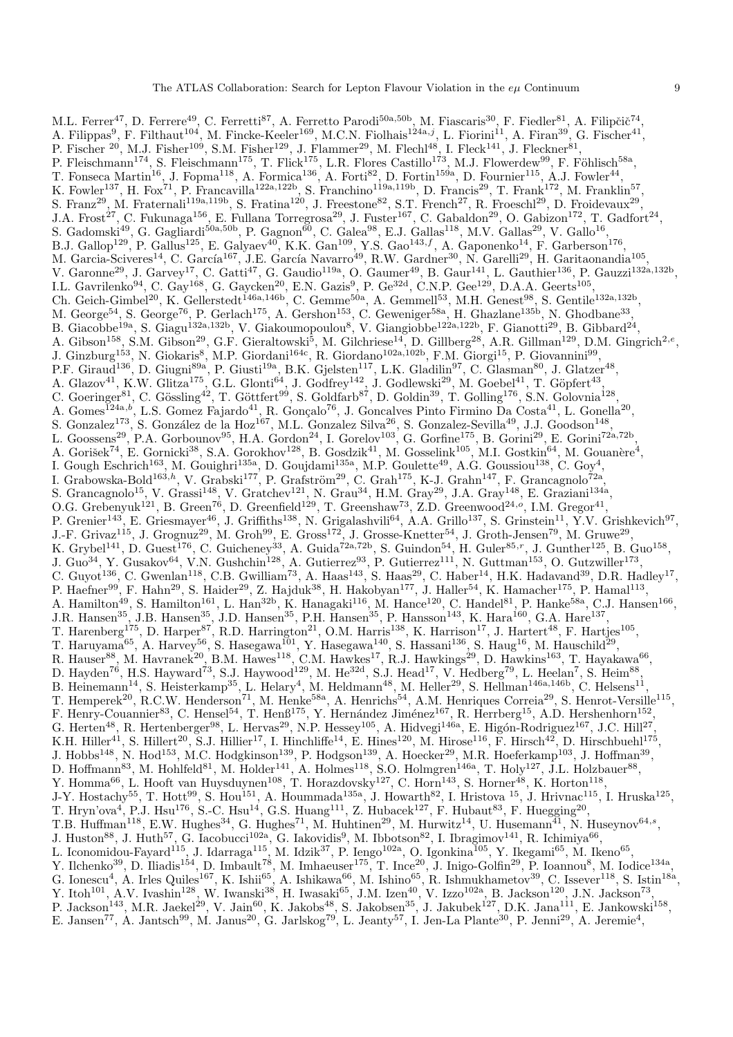M.L. Ferrer[47], D. Ferrere[49], C. Ferretti[87], A. Ferretto Parodi[50a,50b], M. Fiascaris[30], F. Fiedler[81], A. Filipčič[74], A. Filippas[9], F. Filthaut[104], M. Fincke-Keeler[169], M.C.N. Fiolhais[124a,j], L. Fiorini[11], A. Firan[39], G. Fischer[41], P. Fischer [20], M.J. Fisher[109], S.M. Fisher[129], J. Flammer[29], M. Flechl[48], I. Fleck[141], J. Fleckner[81], P. Fleischmann[174], S. Fleischmann[175], T. Flick[175], L.R. Flores Castillo[173], M.J. Flowerdew[99], F. Föhlisch[58a], T. Fonseca Martin[16], J. Fopma[118], A. Formica[136], A. Forti[82], D. Fortin[159a], D. Fournier[115], A.J. Fowler[44], K. Fowler[137], H. Fox[71], P. Francavilla[122a,122b], S. Franchino[119a,119b], D. Francis[29], T. Frank[172], M. Franklin[57], S. Franz[29], M. Fraternali[119a,119b], S. Fratina[120], J. Freestone[82], S.T. French[27], R. Froeschl[29], D. Froidevaux[29], J.A. Frost[27], C. Fukunaga[156], E. Fullana Torregrosa[29], J. Fuster[167], C. Gabaldon[29], O. Gabizon[172], T. Gadfort[24], S. Gadomski[49], G. Gagliardi[50a,50b], P. Gagnon[60], C. Galea[98], E.J. Gallas[118], M.V. Gallas[29], V. Gallo[16], B.J. Gallop[129], P. Gallus[125], E. Galyaev[40], K.K. Gan[109], Y.S. Gao[143,f], A. Gaponenko[14], F. Garberson[176], M. Garcia-Sciveres[14], C. García[167], J.E. García Navarro[49], R.W. Gardner[30], N. Garelli[29], H. Garitaonandia[105], V. Garonne[29], J. Garvey[17], C. Gatti[47], G. Gaudio[119a], O. Gaumer[49], B. Gaur[141], L. Gauthier[136], P. Gauzzi[132a,132b], I.L. Gavrilenko[94], C. Gay[168], G. Gaycken[20], E.N. Gazis[9], P. Ge[32d], C.N.P. Gee[129], D.A.A. Geerts[105], Ch. Geich-Gimbel[20], K. Gellerstedt[146a,146b], C. Gemme[50a], A. Gemmell[53], M.H. Genest[98], S. Gentile[132a,132b], M. George[54], S. George[76], P. Gerlach[175], A. Gershon[153], C. Geweniger[58a], H. Ghazlane[135b], N. Ghodbane[33], B. Giacobbe[19a], S. Giagu[132a,132b], V. Giakoumopoulou[8], V. Giangiobbe[122a,122b], F. Gianotti[29], B. Gibbard[24], A. Gibson[158], S.M. Gibson[29], G.F. Gieraltowski[5], M. Gilchriese[14], D. Gillberg[28], A.R. Gillman[129], D.M. Gingrich[2,e], J. Ginzburg[153], N. Giokaris[8], M.P. Giordani[164c], R. Giordano[102a,102b], F.M. Giorgi[15], P. Giovannini[99], P.F. Giraud[136], D. Giugni[89a], P. Giusti[19a], B.K. Gjelsten[117], L.K. Gladilin[97], C. Glasman[80], J. Glatzer[48], A. Glazov[41], K.W. Glitza[175], G.L. Glonti[64], J. Godfrey[142], J. Godlewski[29], M. Goebel[41], T. Göpfert[43], C. Goeringer[81], C. Gössling[42], T. Göttfert[99], S. Goldfarb[87], D. Goldin[39], T. Golling[176], S.N. Golovnia[128], A. Gomes[124a,b], L.S. Gomez Fajardo[41], R. Gonçalo[76], J. Goncalves Pinto Firmino Da Costa[41], L. Gonella[20], S. Gonzalez[173], S. González de la Hoz[167], M.L. Gonzalez Silva[26], S. Gonzalez-Sevilla[49], J.J. Goodson[148], L. Goossens[29], P.A. Gorbounov[95], H.A. Gordon[24], I. Gorelov[103], G. Gorfine[175], B. Gorini[29], E. Gorini[72a,72b], A. Gorišek[74], E. Gornicki[38], S.A. Gorokhov[128], B. Gosdzik[41], M. Gosselink[105], M.I. Gostkin[64], M. Gouanère[4], I. Gough Eschrich[163], M. Gouighri[135a], D. Goujdami[135a], M.P. Goulette[49], A.G. Goussiou[138], C. Goy[4], I. Grabowska-Bold[163,h], V. Grabski[177], P. Grafström[29], C. Grah[175], K-J. Grahn[147], F. Grancagnolo[72a], S. Grancagnolo[15], V. Grassi[148], V. Gratchev[121], N. Grau[34], H.M. Gray[29], J.A. Gray[148], E. Graziani[134a], O.G. Grebenyuk[121], B. Green[76], D. Greenfield[129], T. Greenshaw[73], Z.D. Greenwood[24,o], I.M. Gregor[41], P. Grenier[143], E. Griesmayer[46], J. Griffiths[138], N. Grigalashvili[64], A.A. Grillo[137], S. Grinstein[11], Y.V. Grishkevich[97], J.-F. Grivaz[115], J. Grognuz[29], M. Groh[99], E. Gross[172], J. Grosse-Knetter[54], J. Groth-Jensen[79], M. Gruwe[29], K. Grybel[141], D. Guest[176], C. Guicheney[33], A. Guida[72a,72b], S. Guindon[54], H. Guler[85,r], J. Gunther[125], B. Guo[158], J. Guo[34], Y. Gusakov[64], V.N. Gushchin[128], A. Gutierrez[93], P. Gutierrez[111], N. Guttman[153], O. Gutzwiller[173], C. Guyot[136], C. Gwenlan[118], C.B. Gwilliam[73], A. Haas[143], S. Haas[29], C. Haber[14], H.K. Hadavand[39], D.R. Hadley[17], P. Haefner[99], F. Hahn[29], S. Haider[29], Z. Hajduk[38], H. Hakobyan[177], J. Haller[54], K. Hamacher[175], P. Hamal[113], A. Hamilton[49], S. Hamilton[161], L. Han[32b], K. Hanagaki[116], M. Hance[120], C. Handel[81], P. Hanke[58a], C.J. Hansen[166], J.R. Hansen[35], J.B. Hansen[35], J.D. Hansen[35], P.H. Hansen[35], P. Hansson[143], K. Hara[160], G.A. Hare[137], T. Harenberg[175], D. Harper[87], R.D. Harrington[21], O.M. Harris[138], K. Harrison[17], J. Hartert[48], F. Hartjes[105], T. Haruyama[65], A. Harvey[56], S. Hasegawa[101], Y. Hasegawa[140], S. Hassani[136], S. Haug[16], M. Hauschild[29], R. Hauser[88], M. Havranek[20], B.M. Hawes[118], C.M. Hawkes[17], R.J. Hawkings[29], D. Hawkins[163], T. Hayakawa[66], D. Hayden[76], H.S. Hayward[73], S.J. Haywood[129], M. He[32d], S.J. Head[17], V. Hedberg[79], L. Heelan[7], S. Heim[88], B. Heinemann[14], S. Heisterkamp[35], L. Helary[4], M. Heldmann[48], M. Heller[29], S. Hellman[146a,146b], C. Helsens[11], T. Hemperek[20], R.C.W. Henderson[71], M. Henke[58a], A. Henrichs[54], A.M. Henriques Correia[29], S. Henrot-Versille[115], F. Henry-Couannier[83], C. Hensel[54], T. Henß[175], Y. Hernández Jiménez[167], R. Herrberg[15], A.D. Hershenhorn[152], G. Herten[48], R. Hertenberger[98], L. Hervas[29], N.P. Hessey[105], A. Hidvegi[146a], E. Higón-Rodriguez[167], J.C. Hill[27], K.H. Hiller[41], S. Hillert[20], S.J. Hillier[17], I. Hinchliffe[14], E. Hines[120], M. Hirose[116], F. Hirsch[42], D. Hirschbuehl[175], J. Hobbs[148], N. Hod[153], M.C. Hodgkinson[139], P. Hodgson[139], A. Hoecker[29], M.R. Hoeferkamp[103], J. Hoffman[39], D. Hoffmann[83], M. Hohlfeld[81], M. Holder[141], A. Holmes[118], S.O. Holmgren[146a], T. Holy[127], J.L. Holzbauer[88], Y. Homma[66], L. Hooft van Huysduynen[108], T. Horazdovsky[127], C. Horn[143], S. Horner[48], K. Horton[118], J-Y. Hostachy[55], T. Hott[99], S. Hou[151], A. Hoummada[135a], J. Howarth[82], I. Hristova [15], J. Hrivnac[115], I. Hruska[125], T. Hryn'ova[4], P.J. Hsu[176], S.-C. Hsu[14], G.S. Huang[111], Z. Hubacek[127], F. Hubaut[83], F. Huegging[20], T.B. Huffman[118], E.W. Hughes[34], G. Hughes[71], M. Huhtinen[29], M. Hurwitz[14], U. Husemann[41], N. Huseynov[64,s], J. Huston[88], J. Huth[57], G. Iacobucci[102a], G. Iakovidis[9], M. Ibbotson[82], I. Ibragimov[141], R. Ichimiya[66], L. Iconomidou-Fayard[115], J. Idarraga[115], M. Idzik[37], P. Iengo[102a], O. Igonkina[105], Y. Ikegami[65], M. Ikeno[65], Y. Ilchenko[39], D. Iliadis[154], D. Imbault[78], M. Imhaeuser[175], T. Ince[20], J. Inigo-Golfin[29], P. Ioannou[8], M. Iodice[134a], G. Ionescu[4], A. Irles Quiles[167], K. Ishii[65], A. Ishikawa[66], M. Ishino[65], R. Ishmukhametov[39], C. Issever[118], S. Istin[18a], Y. Itoh[101], A.V. Ivashin[128], W. Iwanski[38], H. Iwasaki[65], J.M. Izen[40], V. Izzo[102a], B. Jackson[120], J.N. Jackson[73], P. Jackson[143], M.R. Jaekel[29], V. Jain[60], K. Jakobs[48], S. Jakobsen[35], J. Jakubek[127], D.K. Jana[111], E. Jankowski[158], E. Jansen[77], A. Jantsch[99], M. Janus[20], G. Jarlskog[79], L. Jeanty[57], I. Jen-La Plante[30], P. Jenni[29], A. Jeremie[4],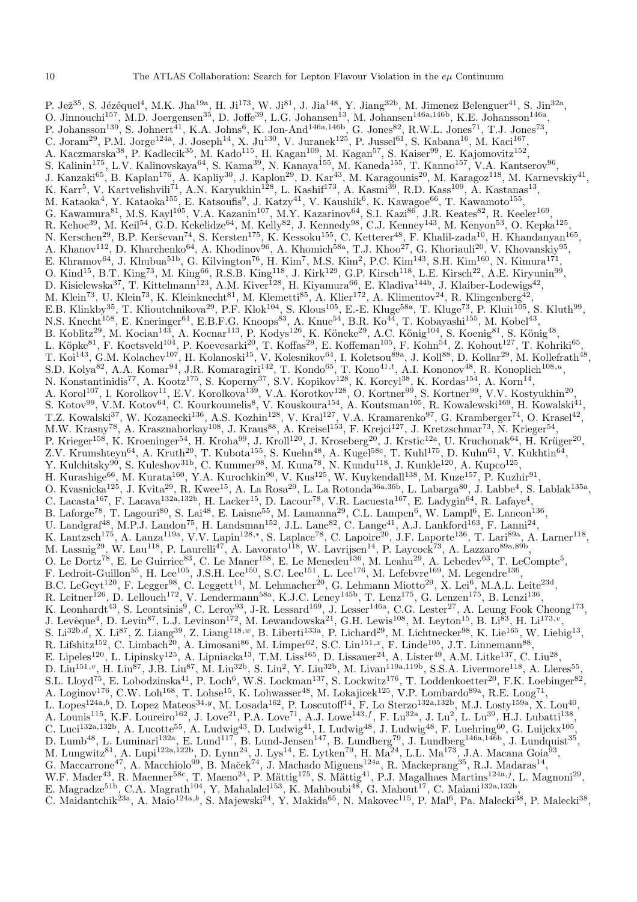P. Jež[35], S. Jézéquel[4], M.K. Jha[19a], H. Ji[173], W. Ji[81], J. Jia[148], Y. Jiang[32b], M. Jimenez Belenguer[41], S. Jin[32a], O. Jinnouchi[157], M.D. Joergensen[35], D. Joffe[39], L.G. Johansen[13], M. Johansen[146a,146b], K.E. Johansson[146a], P. Johansson[139], S. Johnert[41], K.A. Johns[6], K. Jon-And[146a,146b], G. Jones[82], R.W.L. Jones[71], T.J. Jones[73], C. Joram[29], P.M. Jorge[124a], J. Joseph[14], X. Ju[130], V. Juranek[125], P. Jussel[61], S. Kabana[16], M. Kaci[167], A. Kaczmarska[38], P. Kadlecik[35], M. Kado[115], H. Kagan[109], M. Kagan[57], S. Kaiser[99], E. Kajomovitz[152], S. Kalinin[175], L.V. Kalinovskaya[64], S. Kama[39], N. Kanaya[155], M. Kaneda[155], T. Kanno[157], V.A. Kantserov[96], J. Kanzaki[65], B. Kaplan[176], A. Kapliy[30], J. Kaplon[29], D. Kar[43], M. Karagounis[20], M. Karagoz[118], M. Karnevskiy[41], K. Karr[5], V. Kartvelishvili[71], A.N. Karyukhin[128], L. Kashif[173], A. Kasmi[39], R.D. Kass[109], A. Kastanas[13], M. Kataoka[4], Y. Kataoka[155], E. Katsoufis[9], J. Katzy[41], V. Kaushik[6], K. Kawagoe[66], T. Kawamoto[155], G. Kawamura[81], M.S. Kayl[105], V.A. Kazanin[107], M.Y. Kazarinov[64], S.I. Kazi[86], J.R. Keates[82], R. Keeler[169], R. Kehoe[39], M. Keil[54], G.D. Kekelidze[64], M. Kelly[82], J. Kennedy[98], C.J. Kenney[143], M. Kenyon[53], O. Kepka[125], N. Kerschen[29], B.P. Kerševan[74], S. Kersten[175], K. Kessoku[155], C. Ketterer[48], F. Khalil-zada[10], H. Khandanyan[165], A. Khanov[112], D. Kharchenko[64], A. Khodinov[96], A. Khomich[58a], T.J. Khoo[27], G. Khoriauli[20], V. Khovanskiy[95], E. Khramov[64], J. Khubua[51b], G. Kilvington[76], H. Kim[7], M.S. Kim[2], P.C. Kim[143], S.H. Kim[160], N. Kimura[171], O. Kind[15], B.T. King[73], M. King[66], R.S.B. King[118], J. Kirk[129], G.P. Kirsch[118], L.E. Kirsch[22], A.E. Kiryunin[99], D. Kisielewska[37], T. Kittelmann[123], A.M. Kiver[128], H. Kiyamura[66], E. Kladiva[144b], J. Klaiber-Lodewigs[42], M. Klein[73], U. Klein[73], K. Kleinknecht[81], M. Klemetti[85], A. Klier[172], A. Klimentov[24], R. Klingenberg[42], E.B. Klinkby[35], T. Klioutchnikova[29], P.F. Klok[104], S. Klous[105], E.-E. Kluge[58a], T. Kluge[73], P. Kluit[105], S. Kluth[99], N.S. Knecht[158], E. Kneringer[61], E.B.F.G. Knoops[83], A. Knue[54], B.R. Ko[44], T. Kobayashi[155], M. Kobel[43], B. Koblitz[29], M. Kocian[143], A. Kocnar[113], P. Kodys[126], K. Köneke[29], A.C. König[104], S. Koenig[81], S. König[48], L. Köpke[81], F. Koetsveld[104], P. Koevesarki[20], T. Koffas[29], E. Koffeman[105], F. Kohn[54], Z. Kohout[127], T. Kohriki[65], T. Koi[143], G.M. Kolachev[107], H. Kolanoski[15], V. Kolesnikov[64], I. Koletsou[89a], J. Koll[88], D. Kollar[29], M. Kollefrath[48], S.D. Kolya[82], A.A. Komar[94], J.R. Komaragiri[142], T. Kondo[65], T. Kono[41,t], A.I. Kononov[48], R. Konoplich[108,u], N. Konstantinidis[77], A. Kootz[175], S. Koperny[37], S.V. Kopikov[128], K. Korcyl[38], K. Kordas[154], A. Korn[14], A. Korol[107], I. Korolkov[11], E.V. Korolkova[139], V.A. Korotkov[128], O. Kortner[99], S. Kortner[99], V.V. Kostyukhin[20], S. Kotov[99], V.M. Kotov[64], C. Kourkoumelis[8], V. Kouskoura[154], A. Koutsman[105], R. Kowalewski[169], H. Kowalski[41], T.Z. Kowalski[37], W. Kozanecki[136], A.S. Kozhin[128], V. Kral[127], V.A. Kramarenko[97], G. Kramberger[74], O. Krasel[42], M.W. Krasny[78], A. Krasznahorkay[108], J. Kraus[88], A. Kreisel[153], F. Krejci[127], J. Kretzschmar[73], N. Krieger[54], P. Krieger[158], K. Kroeninger[54], H. Kroha[99], J. Kroll[120], J. Kroseberg[20], J. Krstic[12a], U. Kruchonak[64], H. Krüger[20], Z.V. Krumshteyn[64], A. Kruth[20], T. Kubota[155], S. Kuehn[48], A. Kugel[58c], T. Kuhl[175], D. Kuhn[61], V. Kukhtin[64], Y. Kulchitsky[90], S. Kuleshov[31b], C. Kummer[98], M. Kuna[78], N. Kundu[118], J. Kunkle[120], A. Kupco[125], H. Kurashige[66], M. Kurata[160], Y.A. Kurochkin[90], V. Kus[125], W. Kuykendall[138], M. Kuze[157], P. Kuzhir[91], O. Kvasnicka[125], J. Kvita[29], R. Kwee[15], A. La Rosa[29], L. La Rotonda[36a,36b], L. Labarga[80], J. Labbe[4], S. Lablak[135a], C. Lacasta[167], F. Lacava[132a,132b], H. Lacker[15], D. Lacour[78], V.R. Lacuesta[167], E. Ladygin[64], R. Lafaye[4], B. Laforge[78], T. Lagouri[80], S. Lai[48], E. Laisne[55], M. Lamanna[29], C.L. Lampen[6], W. Lampl[6], E. Lancon[136], U. Landgraf[48], M.P.J. Landon[75], H. Landsman[152], J.L. Lane[82], C. Lange[41], A.J. Lankford[163], F. Lanni[24], K. Lantzsch[175], A. Lanza[119a], V.V. Lapin[128,*], S. Laplace[78], C. Lapoire[20], J.F. Laporte[136], T. Lari[89a], A. Larner[118], M. Lassnig[29], W. Lau[118], P. Laurelli[47], A. Lavorato[118], W. Lavrijsen[14], P. Laycock[73], A. Lazzaro[89a,89b], O. Le Dortz[78], E. Le Guirriec[83], C. Le Maner[158], E. Le Menedeu[136], M. Leahu[29], A. Lebedev[63], T. LeCompte[5], F. Ledroit-Guillon[55], H. Lee[105], J.S.H. Lee[150], S.C. Lee[151], L. Lee[176], M. Lefebvre[169], M. Legendre[136], B.C. LeGeyt[120], F. Legger[98], C. Leggett[14], M. Lehmacher[20], G. Lehmann Miotto[29], X. Lei[6], M.A.L. Leite[23d], R. Leitner[126], D. Lellouch[172], V. Lendermann[58a], K.J.C. Leney[145b], T. Lenz[175], G. Lenzen[175], B. Lenzi[136], K. Leonhardt[43], S. Leontsinis[9], C. Leroy[93], J-R. Lessard[169], J. Lesser[146a], C.G. Lester[27], A. Leung Fook Cheong[173], J. Levêque[4], D. Levin[87], L.J. Levinson[172], M. Lewandowska[21], G.H. Lewis[108], M. Leyton[15], B. Li[83], H. Li[173,v], S. Li[32b,d], X. Li[87], Z. Liang[39], Z. Liang[118,w], B. Liberti[133a], P. Lichard[29], M. Lichtnecker[98], K. Lie[165], W. Liebig[13], R. Lifshitz[152], C. Limbach[20], A. Limosani[86], M. Limper[62], S.C. Lin[151,x], F. Linde[105], J.T. Linnemann[88], E. Lipeles[120], L. Lipinsky[125], A. Lipniacka[13], T.M. Liss[165], D. Lissauer[24], A. Lister[49], A.M. Litke[137], C. Liu[28], D. Liu[151,v], H. Liu[87], J.B. Liu[87], M. Liu[32b], S. Liu[2], Y. Liu[32b], M. Livan[119a,119b], S.S.A. Livermore[118], A. Lleres[55], S.L. Lloyd[75], E. Lobodzinska[41], P. Loch[6], W.S. Lockman[137], S. Lockwitz[176], T. Loddenkoetter[20], F.K. Loebinger[82], A. Loginov[176], C.W. Loh[168], T. Lohse[15], K. Lohwasser[48], M. Lokajicek[125], V.P. Lombardo[89a], R.E. Long[71], L. Lopes[124a,b], D. Lopez Mateos[34,y], M. Losada[162], P. Loscutoff[14], F. Lo Sterzo[132a,132b], M.J. Losty[159a], X. Lou[40], A. Lounis[115], K.F. Loureiro[162], J. Love[21], P.A. Love[71], A.J. Lowe[143,f], F. Lu[32a], J. Lu[2], L. Lu[39], H.J. Lubatti[138], C. Luci[132a,132b], A. Lucotte[55], A. Ludwig[43], D. Ludwig[41], I. Ludwig[48], J. Ludwig[48], F. Luehring[60], G. Luijckx[105], D. Lumb[48], L. Luminari[132a], E. Lund[117], B. Lund-Jensen[147], B. Lundberg[79], J. Lundberg[146a,146b], J. Lundquist[35], M. Lungwitz[81], A. Lupi[122a,122b], D. Lynn[24], J. Lys[14], E. Lytken[79], H. Ma[24], L.L. Ma[173], J.A. Macana Goia[93], G. Maccarrone[47], A. Macchiolo[99], B. Maček[74], J. Machado Miguens[124a], R. Mackeprang[35], R.J. Madaras[14], W.F. Mader[43], R. Maenner[58c], T. Maeno[24], P. Mättig[175], S. Mättig[41], P.J. Magalhaes Martins[124a,j], L. Magnoni[29], E. Magradze[51b], C.A. Magrath[104], Y. Mahalalel[153], K. Mahboubi[48], G. Mahout[17], C. Maiani[132a,132b], C. Maidantchik[23a], A. Maio[124a,b], S. Majewski[24], Y. Makida[65], N. Makovec[115], P. Mal[6], Pa. Malecki[38], P. Malecki[38],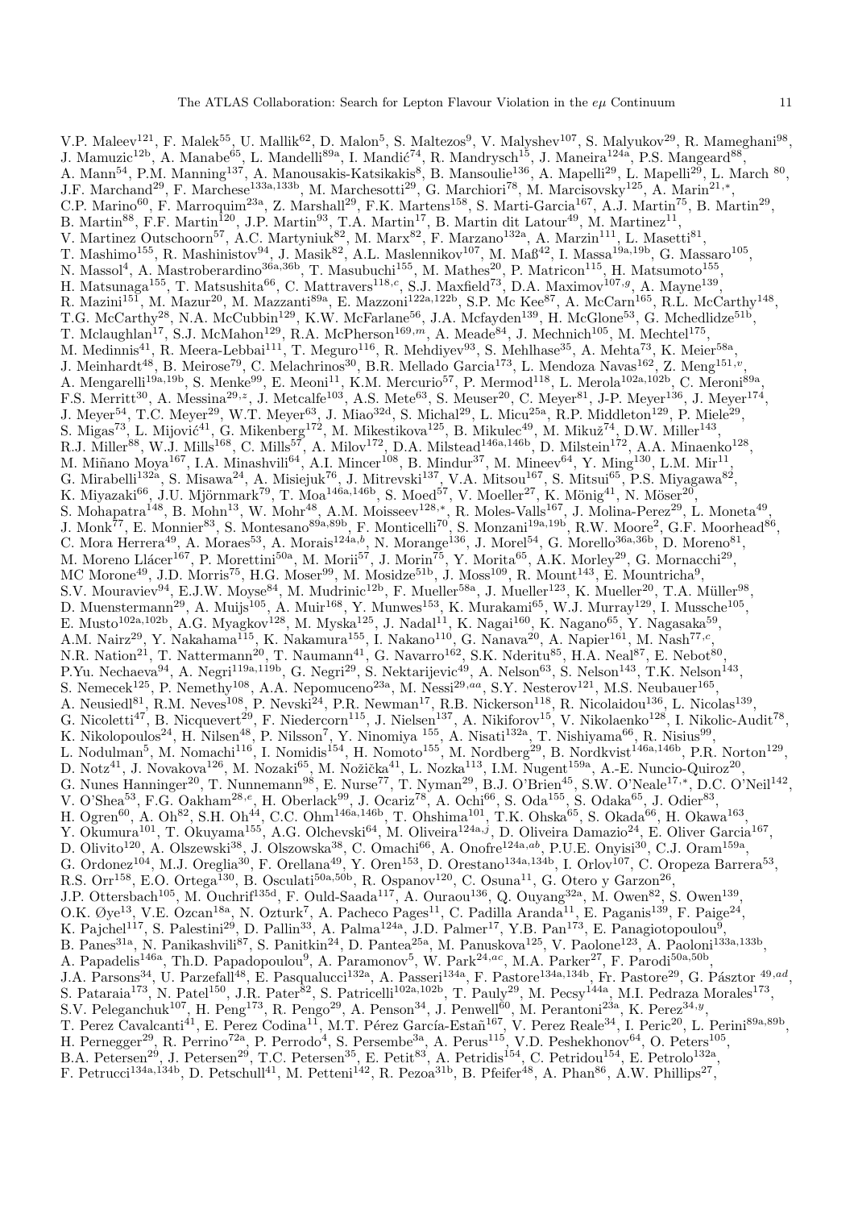V.P. Maleev[121], F. Malek[55], U. Mallik[62], D. Malon[5], S. Maltezos[9], V. Malyshev[107], S. Malyukov[29], R. Mameghani[98], J. Mamuzic[12b], A. Manabe[65], L. Mandelli[89a], I. Mandić[74], R. Mandrysch[15], J. Maneira[124a], P.S. Mangeard[88], A. Mann[54], P.M. Manning[137], A. Manousakis-Katsikakis[8], B. Mansoulie[136], A. Mapelli[29], L. Mapelli[29], L. March [80], J.F. Marchand[29], F. Marchese[133a,133b], M. Marchesotti[29], G. Marchiori[78], M. Marcisovsky[125], A. Marin[21,*], C.P. Marino[60], F. Marroquim[23a], Z. Marshall[29], F.K. Martens[158], S. Marti-Garcia[167], A.J. Martin[75], B. Martin[29], B. Martin[88], F.F. Martin[120], J.P. Martin[93], T.A. Martin[17], B. Martin dit Latour[49], M. Martinez[11], V. Martinez Outschoorn[57], A.C. Martyniuk[82], M. Marx[82], F. Marzano[132a], A. Marzin[111], L. Masetti[81], T. Mashimo[155], R. Mashinistov[94], J. Masik[82], A.L. Maslennikov[107], M. Maß[42], I. Massa[19a,19b], G. Massaro[105], N. Massol[4], A. Mastroberardino[36a,36b], T. Masubuchi[155], M. Mathes[20], P. Matricon[115], H. Matsumoto[155], H. Matsunaga[155], T. Matsushita[66], C. Mattravers[118,c], S.J. Maxfield[73], D.A. Maximov[107,g], A. Mayne[139], R. Mazini[151], M. Mazur[20], M. Mazzanti[89a], E. Mazzoni[122a,122b], S.P. Mc Kee[87], A. McCarn[165], R.L. McCarthy[148], T.G. McCarthy[28], N.A. McCubbin[129], K.W. McFarlane[56], J.A. Mcfayden[139], H. McGlone[53], G. Mchedlidze[51b], T. Mclaughlan[17], S.J. McMahon[129], R.A. McPherson[169,m], A. Meade[84], J. Mechnich[105], M. Mechtel[175], M. Medinnis[41], R. Meera-Lebbai[111], T. Meguro[116], R. Mehdiyev[93], S. Mehlhase[35], A. Mehta[73], K. Meier[58a], J. Meinhardt[48], B. Meirose[79], C. Melachrinos[30], B.R. Mellado Garcia[173], L. Mendoza Navas[162], Z. Meng[151,v], A. Mengarelli[19a,19b], S. Menke[99], E. Meoni[11], K.M. Mercurio[57], P. Mermod[118], L. Merola[102a,102b], C. Meroni[89a], F.S. Merritt[30], A. Messina[29,z], J. Metcalfe[103], A.S. Mete[63], S. Meuser[20], C. Meyer[81], J-P. Meyer[136], J. Meyer[174], J. Meyer[54], T.C. Meyer[29], W.T. Meyer[63], J. Miao[32d], S. Michal[29], L. Micu[25a], R.P. Middleton[129], P. Miele[29], S. Migas[73], L. Mijović[41], G. Mikenberg[172], M. Mikestikova[125], B. Mikulec[49], M. Mikuž[74], D.W. Miller[143], R.J. Miller[88], W.J. Mills[168], C. Mills[57], A. Milov[172], D.A. Milstead[146a,146b], D. Milstein[172], A.A. Minaenko[128], M. Miñano Moya[167], I.A. Minashvili[64], A.I. Mincer[108], B. Mindur[37], M. Mineev[64], Y. Ming[130], L.M. Mir[11], G. Mirabelli[132a], S. Misawa[24], A. Misiejuk[76], J. Mitrevski[137], V.A. Mitsou[167], S. Mitsui[65], P.S. Miyagawa[82], K. Miyazaki[66], J.U. Mjörnmark[79], T. Moa[146a,146b], S. Moed[57], V. Moeller[27], K. Mönig[41], N. Möser[20], S. Mohapatra[148], B. Mohn[13], W. Mohr[48], A.M. Moisseev[128,*], R. Moles-Valls[167], J. Molina-Perez[29], L. Moneta[49], J. Monk[77], E. Monnier[83], S. Montesano[89a,89b], F. Monticelli[70], S. Monzani[19a,19b], R.W. Moore[2], G.F. Moorhead[86], C. Mora Herrera[49], A. Moraes[53], A. Morais[124a,b], N. Morange[136], J. Morel[54], G. Morello[36a,36b], D. Moreno[81], M. Moreno Llácer[167], P. Morettini[50a], M. Morii[57], J. Morin[75], Y. Morita[65], A.K. Morley[29], G. Mornacchi[29], MC Morone[49], J.D. Morris[75], H.G. Moser[99], M. Mosidze[51b], J. Moss[109], R. Mount[143], E. Mountricha[9], S.V. Mouraviev[94], E.J.W. Moyse[84], M. Mudrinic[12b], F. Mueller[58a], J. Mueller[123], K. Mueller[20], T.A. Müller[98], D. Muenstermann[29], A. Muijs[105], A. Muir[168], Y. Munwes[153], K. Murakami[65], W.J. Murray[129], I. Mussche[105], E. Musto[102a,102b], A.G. Myagkov[128], M. Myska[125], J. Nadal[11], K. Nagai[160], K. Nagano[65], Y. Nagasaka[59], A.M. Nairz[29], Y. Nakahama[115], K. Nakamura[155], I. Nakano[110], G. Nanava[20], A. Napier[161], M. Nash[77,c], N.R. Nation[21], T. Nattermann[20], T. Naumann[41], G. Navarro[162], S.K. Nderitu[85], H.A. Neal[87], E. Nebot[80], P.Yu. Nechaeva[94], A. Negri[119a,119b], G. Negri[29], S. Nektarijevic[49], A. Nelson[63], S. Nelson[143], T.K. Nelson[143], S. Nemecek[125], P. Nemethy[108], A.A. Nepomuceno[23a], M. Nessi[29,aa], S.Y. Nesterov[121], M.S. Neubauer[165], A. Neusiedl[81], R.M. Neves[108], P. Nevski[24], P.R. Newman[17], R.B. Nickerson[118], R. Nicolaidou[136], L. Nicolas[139], G. Nicoletti[47], B. Nicquevert[29], F. Niedercorn[115], J. Nielsen[137], A. Nikiforov[15], V. Nikolaenko[128], I. Nikolic-Audit[78], K. Nikolopoulos[24], H. Nilsen[48], P. Nilsson[7], Y. Ninomiya [155], A. Nisati[132a], T. Nishiyama[66], R. Nisius[99], L. Nodulman[5], M. Nomachi[116], I. Nomidis[154], H. Nomoto[155], M. Nordberg[29], B. Nordkvist[146a,146b], P.R. Norton[129], D. Notz[41], J. Novakova[126], M. Nozaki[65], M. Nožička[41], L. Nozka[113], I.M. Nugent[159a], A.-E. Nuncio-Quiroz[20], G. Nunes Hanninger[20], T. Nunnemann[98], E. Nurse[77], T. Nyman[29], B.J. O'Brien[45], S.W. O'Neale[17,*], D.C. O'Neil[142], V. O'Shea[53], F.G. Oakham[28,e], H. Oberlack[99], J. Ocariz[78], A. Ochi[66], S. Oda[155], S. Odaka[65], J. Odier[83], H. Ogren[60], A. Oh[82], S.H. Oh[44], C.C. Ohm[146a,146b], T. Ohshima[101], T.K. Ohska[65], S. Okada[66], H. Okawa[163], Y. Okumura[101], T. Okuyama[155], A.G. Olchevski[64], M. Oliveira[124a,j], D. Oliveira Damazio[24], E. Oliver Garcia[167], D. Olivito[120], A. Olszewski[38], J. Olszowska[38], C. Omachi[66], A. Onofre[124a,ab], P.U.E. Onyisi[30], C.J. Oram[159a], G. Ordonez[104], M.J. Oreglia[30], F. Orellana[49], Y. Oren[153], D. Orestano[134a,134b], I. Orlov[107], C. Oropeza Barrera[53], R.S. Orr[158], E.O. Ortega[130], B. Osculati[50a,50b], R. Ospanov[120], C. Osuna[11], G. Otero y Garzon[26], J.P. Ottersbach[105], M. Ouchrif[135d], F. Ould-Saada[117], A. Ouraou[136], Q. Ouyang[32a], M. Owen[82], S. Owen[139], O.K. Øye[13], V.E. Ozcan[18a], N. Ozturk[7], A. Pacheco Pages[11], C. Padilla Aranda[11], E. Paganis[139], F. Paige[24], K. Pajchel[117], S. Palestini[29], D. Pallin[33], A. Palma[124a], J.D. Palmer[17], Y.B. Pan[173], E. Panagiotopoulou[9], B. Panes[31a], N. Panikashvili[87], S. Panitkin[24], D. Pantea[25a], M. Panuskova[125], V. Paolone[123], A. Paoloni[133a,133b], A. Papadelis[146a], Th.D. Papadopoulou[9], A. Paramonov[5], W. Park[24,ac], M.A. Parker[27], F. Parodi[50a,50b], J.A. Parsons[34], U. Parzefall[48], E. Pasqualucci[132a], A. Passeri[134a], F. Pastore[134a,134b], Fr. Pastore[29], G. Pásztor [49,ad], S. Pataraia[173], N. Patel[150], J.R. Pater[82], S. Patricelli[102a,102b], T. Pauly[29], M. Pecsy[144a], M.I. Pedraza Morales[173], S.V. Peleganchuk[107], H. Peng[173], R. Pengo[29], A. Penson[34], J. Penwell[60], M. Perantoni[23a], K. Perez[34,y], T. Perez Cavalcanti[41], E. Perez Codina[11], M.T. Pérez García-Estañ[167], V. Perez Reale[34], I. Peric[20], L. Perini[89a,89b], H. Pernegger[29], R. Perrino[72a], P. Perrodo[4], S. Persembe[3a], A. Perus[115], V.D. Peshekhonov[64], O. Peters[105], B.A. Petersen[29], J. Petersen[29], T.C. Petersen[35], E. Petit[83], A. Petridis[154], C. Petridou[154], E. Petrolo[132a], F. Petrucci[134a,134b], D. Petschull[41], M. Petteni[142], R. Pezoa[31b], B. Pfeifer[48], A. Phan[86], A.W. Phillips[27],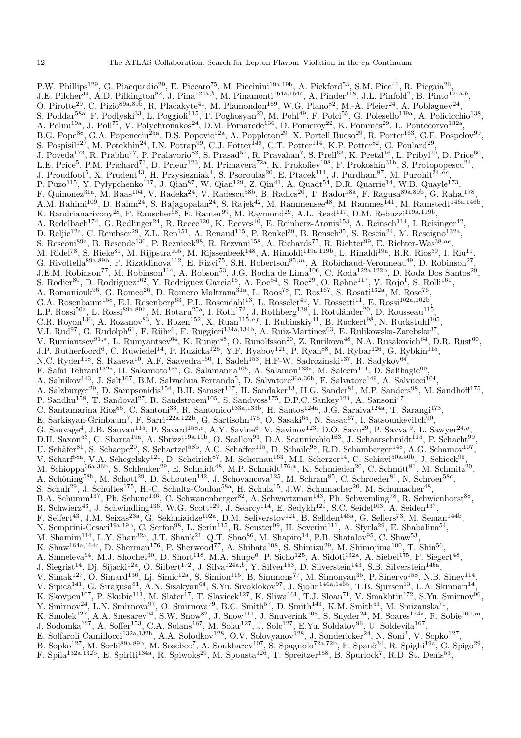P.W. Phillips[129], G. Piacquadio[29], E. Piccaro[75], M. Piccinini[19a,19b], A. Pickford[53], S.M. Piec[41], R. Piegaia[26], J.E. Pilcher[30], A.D. Pilkington[82], J. Pina[124a,b], M. Pinamonti[164a,164c], A. Pinder[118], J.L. Pinfold[2], B. Pinto[124a,b], O. Pirotte[29], C. Pizio[89a,89b], R. Placakyte[41], M. Plamondon[169], W.G. Plano[82], M.-A. Pleier[24], A. Poblaguev[24], S. Poddar[58a], F. Podlyski[33], L. Poggioli[115], T. Poghosyan[20], M. Pohl[49], F. Polci[55], G. Polesello[119a], A. Policicchio[138], A. Polini[19a], J. Poll[75], V. Polychronakos[24], D.M. Pomarede[136], D. Pomeroy[22], K. Pommès[29], L. Pontecorvo[132a], B.G. Pope[88], G.A. Popeneciu[25a], D.S. Popovic[12a], A. Poppleton[29], X. Portell Bueso[29], R. Porter[163], G.E. Pospelov[99], S. Pospisil[127], M. Potekhin[24], I.N. Potrap[99], C.J. Potter[149], C.T. Potter[114], K.P. Potter[82], G. Poulard[29], J. Poveda[173], R. Prabhu[77], P. Pralavorio[83], S. Prasad[57], R. Pravahan[7], S. Prell[63], K. Pretzl[16], L. Pribyl[29], D. Price[60], L.E. Price[5], P.M. Prichard[73], D. Prieur[123], M. Primavera[72a], K. Prokofiev[108], F. Prokoshin[31b], S. Protopopescu[24], J. Proudfoot[5], X. Prudent[43], H. Przysiezniak[4], S. Psoroulas[20], E. Ptacek[114], J. Purdham[87], M. Purohit[24,ac], P. Puzo[115], Y. Pylypchenko[117], J. Qian[87], W. Qian[129], Z. Qin[41], A. Quadt[54], D.R. Quarrie[14], W.B. Quayle[173], F. Quinonez[31a], M. Raas[104], V. Radeka[24], V. Radescu[58b], B. Radics[20], T. Rador[18a], F. Ragusa[89a,89b], G. Rahal[178], A.M. Rahimi[109], D. Rahm[24], S. Rajagopalan[24], S. Rajek[42], M. Rammensee[48], M. Rammes[141], M. Ramstedt[146a,146b], K. Randrianarivony[28], F. Rauscher[98], E. Rauter[99], M. Raymond[29], A.L. Read[117], D.M. Rebuzzi[119a,119b], A. Redelbach[174], G. Redlinger[24], R. Reece[120], K. Reeves[40], E. Reinherz-Aronis[153], A. Reinsch[114], I. Reisinger[42], D. Reljic[12a], C. Rembser[29], Z.L. Ren[151], A. Renaud[115], P. Renkel[39], B. Rensch[35], S. Rescia[24], M. Rescigno[132a], S. Resconi[89a], B. Resende[136], P. Reznicek[98], R. Rezvani[158], A. Richards[77], R. Richter[99], E. Richter-Was[38,ae], M. Ridel[78], S. Rieke[81], M. Rijpstra[105], M. Rijssenbeek[148], A. Rimoldi[119a,119b], L. Rinaldi[19a], R.R. Rios[39], I. Riu[11], G. Rivoltella[89a,89b], F. Rizatdinova[112], E. Rizvi[75], S.H. Robertson[85,m], A. Robichaud-Veronneau[49], D. Robinson[27], J.E.M. Robinson[77], M. Robinson[114], A. Robson[53], J.G. Rocha de Lima[106], C. Roda[122a,122b], D. Roda Dos Santos[29], S. Rodier[80], D. Rodriguez[162], Y. Rodriguez Garcia[15], A. Roe[54], S. Roe[29], O. Røhne[117], V. Rojo[1], S. Rolli[161], A. Romaniouk[96], G. Romeo[26], D. Romero Maltrana[31a], L. Roos[78], E. Ros[167], S. Rosati[132a], M. Rose[76], G.A. Rosenbaum[158], E.I. Rosenberg[63], P.L. Rosendahl[13], L. Rosselet[49], V. Rossetti[11], E. Rossi[102a,102b], L.P. Rossi[50a], L. Rossi[89a,89b], M. Rotaru[25a], I. Roth[172], J. Rothberg[138], I. Rottländer[20], D. Rousseau[115], C.R. Royon[136], A. Rozanov[83], Y. Rozen[152], X. Ruan[115,af], I. Rubinskiy[41], B. Ruckert[98], N. Ruckstuhl[105], V.I. Rud[97], G. Rudolph[61], F. Rühr[6], F. Ruggieri[134a,134b], A. Ruiz-Martinez[63], E. Rulikowska-Zarebska[37], V. Rumiantsev[91,*], L. Rumyantsev[64], K. Runge[48], O. Runolfsson[20], Z. Rurikova[48], N.A. Rusakovich[64], D.R. Rust[60], J.P. Rutherfoord[6], C. Ruwiedel[14], P. Ruzicka[125], Y.F. Ryabov[121], P. Ryan[88], M. Rybar[126], G. Rybkin[115], N.C. Ryder[118], S. Rzaeva[10], A.F. Saavedra[150], I. Sadeh[153], H.F-W. Sadrozinski[137], R. Sadykov[64], F. Safai Tehrani[132a], H. Sakamoto[155], G. Salamanna[105], A. Salamon[133a], M. Saleem[111], D. Salihagic[99], A. Salnikov[143], J. Salt[167], B.M. Salvachua Ferrando[5], D. Salvatore[36a,36b], F. Salvatore[149], A. Salvucci[104], A. Salzburger[29], D. Sampsonidis[154], B.H. Samset[117], H. Sandaker[13], H.G. Sander[81], M.P. Sanders[98], M. Sandhoff[175], P. Sandhu[158], T. Sandoval[27], R. Sandstroem[105], S. Sandvoss[175], D.P.C. Sankey[129], A. Sansoni[47], C. Santamarina Rios[85], C. Santoni[33], R. Santonico[133a,133b], H. Santos[124a], J.G. Saraiva[124a], T. Sarangi[173], E. Sarkisyan-Grinbaum[7], F. Sarri[122a,122b], G. Sartisohn[175], O. Sasaki[65], N. Sasao[67], I. Satsounkevitch[90], G. Sauvage[4], J.B. Sauvan[115], P. Savard[158,e], A.Y. Savine[6], V. Savinov[123], D.O. Savu[29], P. Savva [9], L. Sawyer[24,o], D.H. Saxon[53], C. Sbarra[19a], A. Sbrizzi[19a,19b], O. Scallon[93], D.A. Scannicchio[163], J. Schaarschmidt[115], P. Schacht[99], U. Schäfer[81], S. Schaepe[20], S. Schaetzel[58b], A.C. Schaffer[115], D. Schaile[98], R.D. Schamberger[148], A.G. Schamov[107], V. Scharf[58a], V.A. Schegelsky[121], D. Scheirich[87], M. Schernau[163], M.I. Scherzer[14], C. Schiavi[50a,50b], J. Schieck[98], M. Schioppa[36a,36b], S. Schlenker[29], E. Schmidt[48], M.P. Schmidt[176,*], K. Schmieden[20], C. Schmitt[81], M. Schmitz[20], A. Schöning[58b], M. Schott[29], D. Schouten[142], J. Schovancova[125], M. Schram[85], C. Schroeder[81], N. Schroer[58c], S. Schuh[29], J. Schultes[175], H.-C. Schultz-Coulon[58a], H. Schulz[15], J.W. Schumacher[20], M. Schumacher[48], B.A. Schumm[137], Ph. Schune[136], C. Schwanenberger[82], A. Schwartzman[143], Ph. Schwemling[78], R. Schwienhorst[88], R. Schwierz[43], J. Schwindling[136], W.G. Scott[129], J. Searcy[114], E. Sedykh[121], S.C. Seidel[103], A. Seiden[137], F. Seifert[43], J.M. Seixas[23a], G. Sekhniaidze[102a], D.M. Seliverstov[121], B. Sellden[146a], G. Sellers[73], M. Seman[144b], N. Semprini-Cesari[19a,19b], C. Serfon[98], L. Serin[115], R. Seuster[99], H. Severini[111], A. Sfyrla[29], E. Shabalina[54], M. Shamim[114], L.Y. Shan[32a], J.T. Shank[21], Q.T. Shao[86], M. Shapiro[14], P.B. Shatalov[95], C. Shaw[53], K. Shaw[164a,164c], D. Sherman[176], P. Sherwood[77], A. Shibata[108], S. Shimizu[29], M. Shimojima[100], T. Shin[56], A. Shmeleva[94], M.J. Shochet[30], D. Short[118], M.A. Shupe[6], P. Sicho[125], A. Sidoti[132a], A. Siebel[175], F. Siegert[48], J. Siegrist[14], Dj. Sijacki[12a], O. Silbert[172], J. Silva[124a,b], Y. Silver[153], D. Silverstein[143], S.B. Silverstein[146a], V. Simak[127], O. Simard[136], Lj. Simic[12a], S. Simion[115], B. Simmons[77], M. Simonyan[35], P. Sinervo[158], N.B. Sinev[114], V. Sipica[141], G. Siragusa[81], A.N. Sisakyan[64], S.Yu. Sivoklokov[97], J. Sjölin[146a,146b], T.B. Sjursen[13], L.A. Skinnari[14], K. Skovpen[107], P. Skubic[111], M. Slater[17], T. Slavicek[127], K. Sliwa[161], T.J. Sloan[71], V. Smakhtin[172], S.Yu. Smirnov[96], Y. Smirnov[24], L.N. Smirnova[97], O. Smirnova[79], B.C. Smith[57], D. Smith[143], K.M. Smith[53], M. Smizanska[71], K. Smolek[127], A.A. Snesarev[94], S.W. Snow[82], J. Snow[111], J. Snuverink[105], S. Snyder[24], M. Soares[124a], R. Sobie[169,m], J. Sodomka[127], A. Soffer[153], C.A. Solans[167], M. Solar[127], J. Solc[127], E.Yu. Soldatov[96], U. Soldevila[167], E. Solfaroli Camillocci[132a,132b], A.A. Solodkov[128], O.V. Solovyanov[128], J. Sondericker[24], N. Soni[2], V. Sopko[127], B. Sopko[127], M. Sorbi[89a,89b], M. Sosebee[7], A. Soukharev[107], S. Spagnolo[72a,72b], F. Spanò[34], R. Spighi[19a], G. Spigo[29], F. Spila[132a,132b], E. Spiriti[134a], R. Spiwoks[29], M. Spousta[126], T. Spreitzer[158], B. Spurlock[7], R.D. St. Denis[53],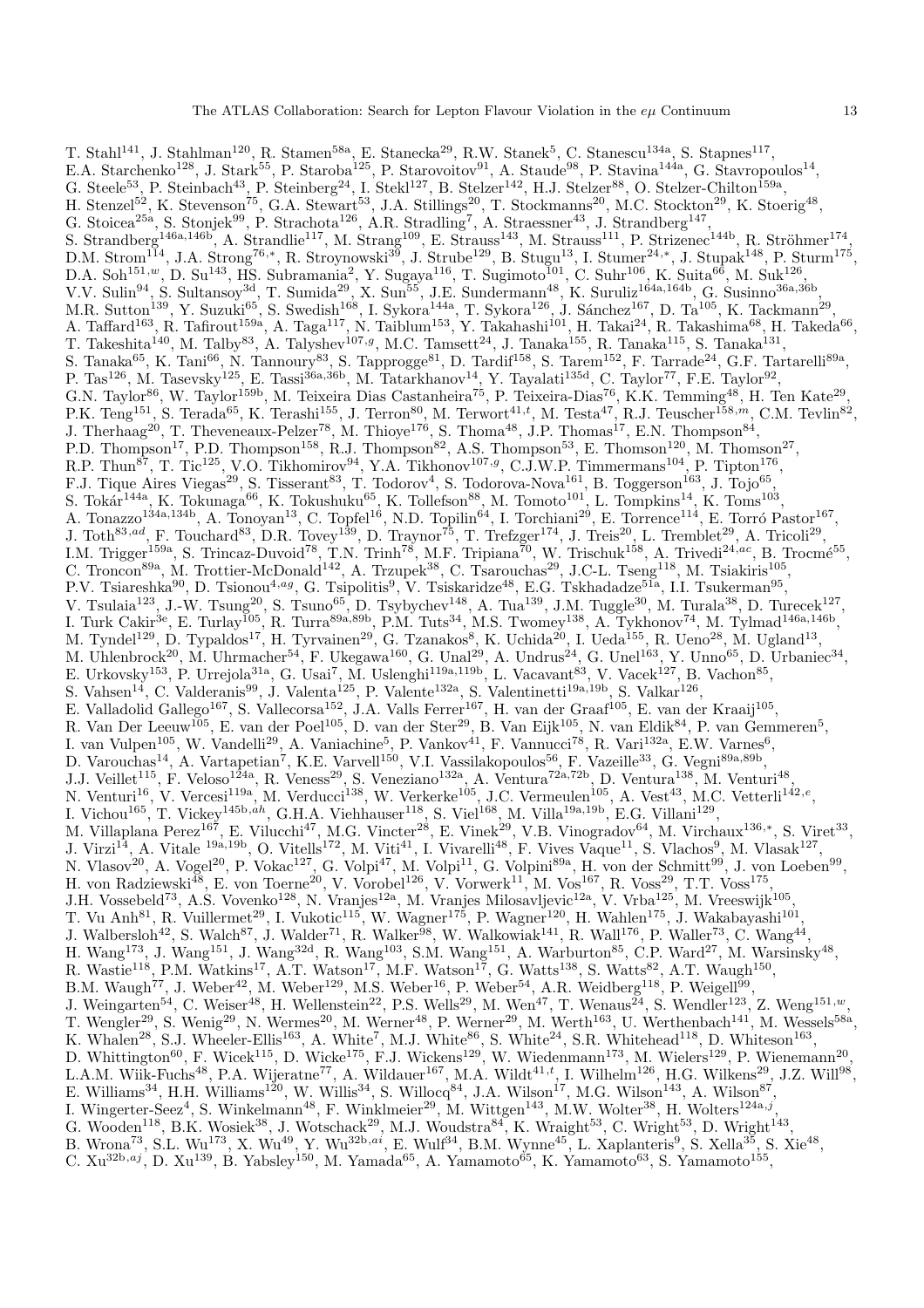T. Stahl[141], J. Stahlman[120], R. Stamen[58a], E. Stanecka[29], R.W. Stanek[5], C. Stanescu[134a], S. Stapnes[117], E.A. Starchenko[128], J. Stark[55], P. Staroba[125], P. Starovoitov[91], A. Staude[98], P. Stavina[144a], G. Stavropoulos[14], G. Steele[53], P. Steinbach[43], P. Steinberg[24], I. Stekl[127], B. Stelzer[142], H.J. Stelzer[88], O. Stelzer-Chilton[159a], H. Stenzel[52], K. Stevenson[75], G.A. Stewart[53], J.A. Stillings[20], T. Stockmanns[20], M.C. Stockton[29], K. Stoerig[48], G. Stoicea[25a], S. Stonjek[99], P. Strachota[126], A.R. Stradling[7], A. Straessner[43], J. Strandberg[147], S. Strandberg[146a,146b], A. Strandlie[117], M. Strang[109], E. Strauss[143], M. Strauss[111], P. Strizenec[144b], R. Ströhmer[174], D.M. Strom[114], J.A. Strong[76,*], R. Stroynowski[39], J. Strube[129], B. Stugu[13], I. Stumer[24,*], J. Stupak[148], P. Sturm[175], D.A. Soh[151,w], D. Su[143], HS. Subramania[2], Y. Sugaya[116], T. Sugimoto[101], C. Suhr[106], K. Suita[66], M. Suk[126], V.V. Sulin[94], S. Sultansoy[3d], T. Sumida[29], X. Sun[55], J.E. Sundermann[48], K. Suruliz[164a,164b], G. Susinno[36a,36b], M.R. Sutton[139], Y. Suzuki[65], S. Swedish[168], I. Sykora[144a], T. Sykora[126], J. Sánchez[167], D. Ta[105], K. Tackmann[29], A. Taffard[163], R. Tafirout[159a], A. Taga[117], N. Taiblum[153], Y. Takahashi[101], H. Takai[24], R. Takashima[68], H. Takeda[66], T. Takeshita[140], M. Talby[83], A. Talyshev[107,g], M.C. Tamsett[24], J. Tanaka[155], R. Tanaka[115], S. Tanaka[131], S. Tanaka[65], K. Tani[66], N. Tannoury[83], S. Tapprogge[81], D. Tardif[158], S. Tarem[152], F. Tarrade[24], G.F. Tartarelli[89a], P. Tas[126], M. Tasevsky[125], E. Tassi[36a,36b], M. Tatarkhanov[14], Y. Tayalati[135d], C. Taylor[77], F.E. Taylor[92], G.N. Taylor[86], W. Taylor[159b], M. Teixeira Dias Castanheira[75], P. Teixeira-Dias[76], K.K. Temming[48], H. Ten Kate[29], P.K. Teng[151], S. Terada[65], K. Terashi[155], J. Terron[80], M. Terwort[41,t], M. Testa[47], R.J. Teuscher[158,m], C.M. Tevlin[82], J. Therhaag[20], T. Theveneaux-Pelzer[78], M. Thioye[176], S. Thoma[48], J.P. Thomas[17], E.N. Thompson[84], P.D. Thompson[17], P.D. Thompson[158], R.J. Thompson[82], A.S. Thompson[53], E. Thomson[120], M. Thomson[27], R.P. Thun[87], T. Tic[125], V.O. Tikhomirov[94], Y.A. Tikhonov[107,g], C.J.W.P. Timmermans[104], P. Tipton[176], F.J. Tique Aires Viegas[29], S. Tisserant[83], T. Todorov[4], S. Todorova-Nova[161], B. Toggerson[163], J. Tojo[65], S. Tokár[144a], K. Tokunaga[66], K. Tokushuku[65], K. Tollefson[88], M. Tomoto[101], L. Tompkins[14], K. Toms[103], A. Tonazzo[134a,134b], A. Tonoyan[13], C. Topfel[16], N.D. Topilin[64], I. Torchiani[29], E. Torrence[114], E. Torró Pastor[167], J. Toth[83,ad], F. Touchard[83], D.R. Tovey[139], D. Traynor[75], T. Trefzger[174], J. Treis[20], L. Tremblet[29], A. Tricoli[29], I.M. Trigger[159a], S. Trincaz-Duvoid[78], T.N. Trinh[78], M.F. Tripiana[70], W. Trischuk[158], A. Trivedi[24,ac], B. Trocmé[55], C. Troncon[89a], M. Trottier-McDonald[142], A. Trzupek[38], C. Tsarouchas[29], J.C-L. Tseng[118], M. Tsiakiris[105], P.V. Tsiareshka[90], D. Tsionou[4,ag], G. Tsipolitis[9], V. Tsiskaridze[48], E.G. Tskhadadze[51a], I.I. Tsukerman[95], V. Tsulaia[123], J.-W. Tsung[20], S. Tsuno[65], D. Tsybychev[148], A. Tua[139], J.M. Tuggle[30], M. Turala[38], D. Turecek[127], I. Turk Cakir[3e], E. Turlay[105], R. Turra[89a,89b], P.M. Tuts[34], M.S. Twomey[138], A. Tykhonov[74], M. Tylmad[146a,146b], M. Tyndel[129], D. Typaldos[17], H. Tyrvainen[29], G. Tzanakos[8], K. Uchida[20], I. Ueda[155], R. Ueno[28], M. Ugland[13], M. Uhlenbrock[20], M. Uhrmacher[54], F. Ukegawa[160], G. Unal[29], A. Undrus[24], G. Unel[163], Y. Unno[65], D. Urbaniec[34], E. Urkovsky[153], P. Urrejola[31a], G. Usai[7], M. Uslenghi[119a,119b], L. Vacavant[83], V. Vacek[127], B. Vachon[85], S. Vahsen[14], C. Valderanis[99], J. Valenta[125], P. Valente[132a], S. Valentinetti[19a,19b], S. Valkar[126], E. Valladolid Gallego[167], S. Vallecorsa[152], J.A. Valls Ferrer[167], H. van der Graaf[105], E. van der Kraaij[105], R. Van Der Leeuw[105], E. van der Poel[105], D. van der Ster[29], B. Van Eijk[105], N. van Eldik[84], P. van Gemmeren[5], I. van Vulpen[105], W. Vandelli[29], A. Vaniachine[5], P. Vankov[41], F. Vannucci[78], R. Vari[132a], E.W. Varnes[6], D. Varouchas[14], A. Vartapetian[7], K.E. Varvell[150], V.I. Vassilakopoulos[56], F. Vazeille[33], G. Vegni[89a,89b], J.J. Veillet[115], F. Veloso[124a], R. Veness[29], S. Veneziano[132a], A. Ventura[72a,72b], D. Ventura[138], M. Venturi[48], N. Venturi[16], V. Vercesi[119a], M. Verducci[138], W. Verkerke[105], J.C. Vermeulen[105], A. Vest[43], M.C. Vetterli[142,e], I. Vichou[165], T. Vickey[145b,ah], G.H.A. Viehhauser[118], S. Viel[168], M. Villa[19a,19b], E.G. Villani[129], M. Villaplana Perez[167], E. Vilucchi[47], M.G. Vincter[28], E. Vinek[29], V.B. Vinogradov[64], M. Virchaux[136,*], S. Viret[33], J. Virzi[14], A. Vitale [19a,19b], O. Vitells[172], M. Viti[41], I. Vivarelli[48], F. Vives Vaque[11], S. Vlachos[9], M. Vlasak[127], N. Vlasov[20], A. Vogel[20], P. Vokac[127], G. Volpi[47], M. Volpi[11], G. Volpini[89a], H. von der Schmitt[99], J. von Loeben[99], H. von Radziewski[48], E. von Toerne[20], V. Vorobel[126], V. Vorwerk[11], M. Vos[167], R. Voss[29], T.T. Voss[175], J.H. Vossebeld[73], A.S. Vovenko[128], N. Vranjes[12a], M. Vranjes Milosavljevic[12a], V. Vrba[125], M. Vreeswijk[105], T. Vu Anh[81], R. Vuillermet[29], I. Vukotic[115], W. Wagner[175], P. Wagner[120], H. Wahlen[175], J. Wakabayashi[101], J. Walbersloh[42], S. Walch[87], J. Walder[71], R. Walker[98], W. Walkowiak[141], R. Wall[176], P. Waller[73], C. Wang[44], H. Wang[173], J. Wang[151], J. Wang[32d], R. Wang[103], S.M. Wang[151], A. Warburton[85], C.P. Ward[27], M. Warsinsky[48], R. Wastie[118], P.M. Watkins[17], A.T. Watson[17], M.F. Watson[17], G. Watts[138], S. Watts[82], A.T. Waugh[150], B.M. Waugh[77], J. Weber[42], M. Weber[129], M.S. Weber[16], P. Weber[54], A.R. Weidberg[118], P. Weigell[99], J. Weingarten[54], C. Weiser[48], H. Wellenstein[22], P.S. Wells[29], M. Wen[47], T. Wenaus[24], S. Wendler[123], Z. Weng[151,w], T. Wengler[29], S. Wenig[29], N. Wermes[20], M. Werner[48], P. Werner[29], M. Werth[163], U. Werthenbach[141], M. Wessels[58a], K. Whalen[28], S.J. Wheeler-Ellis[163], A. White[7], M.J. White[86], S. White[24], S.R. Whitehead[118], D. Whiteson[163], D. Whittington[60], F. Wicek[115], D. Wicke[175], F.J. Wickens[129], W. Wiedenmann[173], M. Wielers[129], P. Wienemann[20], L.A.M. Wiik-Fuchs[48], P.A. Wijeratne[77], A. Wildauer[167], M.A. Wildt[41,t], I. Wilhelm[126], H.G. Wilkens[29], J.Z. Will[98], E. Williams[34], H.H. Williams[120], W. Willis[34], S. Willocq[84], J.A. Wilson[17], M.G. Wilson[143], A. Wilson[87], I. Wingerter-Seez[4], S. Winkelmann[48], F. Winklmeier[29], M. Wittgen[143], M.W. Wolter[38], H. Wolters[124a,j], G. Wooden[118], B.K. Wosiek[38], J. Wotschack[29], M.J. Woudstra[84], K. Wraight[53], C. Wright[53], D. Wright[143], B. Wrona[73], S.L. Wu[173], X. Wu[49], Y. Wu[32b,ai], E. Wulf[34], B.M. Wynne[45], L. Xaplanteris[9], S. Xella[35], S. Xie[48], C. Xu[32b,aj], D. Xu[139], B. Yabsley[150], M. Yamada[65], A. Yamamoto[65], K. Yamamoto[63], S. Yamamoto[155],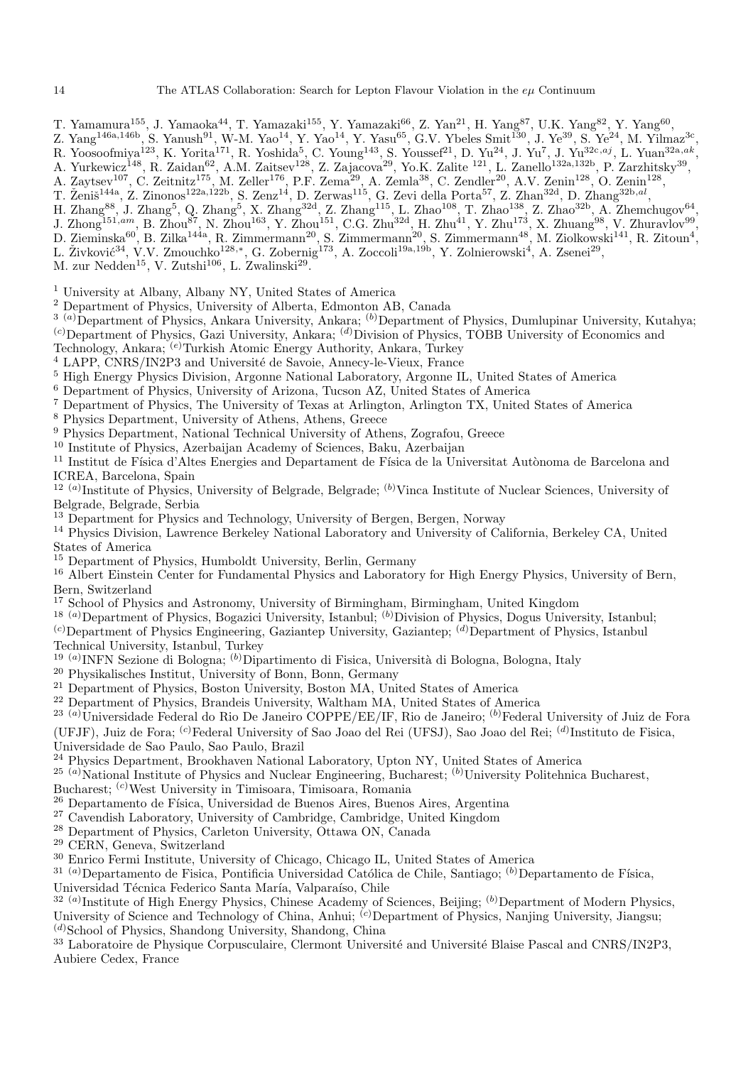T. Yamamura[155], J. Yamaoka[44], T. Yamazaki[155], Y. Yamazaki[66], Z. Yan[21], H. Yang[87], U.K. Yang[82], Y. Yang[60], Z. Yang[146a,146b], S. Yanush[91], W-M. Yao[14], Y. Yao[14], Y. Yasu[65], G.V. Ybeles Smit[130], J. Ye[39], S. Ye[24], M. Yilmaz[3c], R. Yoosoofmiya[123], K. Yorita[171], R. Yoshida[5], C. Young[143], S. Youssef[21], D. Yu[24], J. Yu[7], J. Yu[32c,aj], L. Yuan[32a,ak], A. Yurkewicz[148], R. Zaidan[62], A.M. Zaitsev[128], Z. Zajacova[29], Yo.K. Zalite [121], L. Zanello[132a,132b], P. Zarzhitsky[39], A. Zaytsev[107], C. Zeitnitz[175], M. Zeller[176], P.F. Zema[29], A. Zemla[38], C. Zendler[20], A.V. Zenin[128], O. Zenin[128], T. Ženiš[144a], Z. Zinonos[122a,122b], S. Zenz[14], D. Zerwas[115], G. Zevi della Porta[57], Z. Zhan[32d], D. Zhang[32b,al], H. Zhang[88], J. Zhang[5], Q. Zhang[5], X. Zhang[32d], Z. Zhang[115], L. Zhao[108], T. Zhao[138], Z. Zhao[32b], A. Zhemchugov[64], J. Zhong[151,am], B. Zhou[87], N. Zhou[163], Y. Zhou[151], C.G. Zhu[32d], H. Zhu[41], Y. Zhu[173], X. Zhuang[98], V. Zhuravlov[99], D. Zieminska[60], B. Zilka[144a], R. Zimmermann[20], S. Zimmermann[20], S. Zimmermann[48], M. Ziolkowski[141], R. Zitoun[4], L. Živković[34], V.V. Zmouchko[128,*], G. Zobernig[173], A. Zoccoli[19a,19b], Y. Zolnierowski[4], A. Zsenei[29], M. zur Nedden[15], V. Zutshi[106], L. Zwalinski[29].

[1] University at Albany, Albany NY, United States of America
[2] Department of Physics, University of Alberta, Edmonton AB, Canada
[3] [(a)]Department of Physics, Ankara University, Ankara; [(b)]Department of Physics, Dumlupinar University, Kutahya; [(c)]Department of Physics, Gazi University, Ankara; [(d)]Division of Physics, TOBB University of Economics and Technology, Ankara; [(e)]Turkish Atomic Energy Authority, Ankara, Turkey
[4] LAPP, CNRS/IN2P3 and Université de Savoie, Annecy-le-Vieux, France
[5] High Energy Physics Division, Argonne National Laboratory, Argonne IL, United States of America
[6] Department of Physics, University of Arizona, Tucson AZ, United States of America
[7] Department of Physics, The University of Texas at Arlington, Arlington TX, United States of America
[8] Physics Department, University of Athens, Athens, Greece
[9] Physics Department, National Technical University of Athens, Zografou, Greece
[10] Institute of Physics, Azerbaijan Academy of Sciences, Baku, Azerbaijan
[11] Institut de Física d'Altes Energies and Departament de Física de la Universitat Autònoma de Barcelona and ICREA, Barcelona, Spain
[12] [(a)]Institute of Physics, University of Belgrade, Belgrade; [(b)]Vinca Institute of Nuclear Sciences, University of Belgrade, Belgrade, Serbia
[13] Department for Physics and Technology, University of Bergen, Bergen, Norway
[14] Physics Division, Lawrence Berkeley National Laboratory and University of California, Berkeley CA, United States of America
[15] Department of Physics, Humboldt University, Berlin, Germany
[16] Albert Einstein Center for Fundamental Physics and Laboratory for High Energy Physics, University of Bern, Bern, Switzerland
[17] School of Physics and Astronomy, University of Birmingham, Birmingham, United Kingdom
[18] [(a)]Department of Physics, Bogazici University, Istanbul; [(b)]Division of Physics, Dogus University, Istanbul; [(c)]Department of Physics Engineering, Gaziantep University, Gaziantep; [(d)]Department of Physics, Istanbul Technical University, Istanbul, Turkey
[19] [(a)]INFN Sezione di Bologna; [(b)]Dipartimento di Fisica, Università di Bologna, Bologna, Italy
[20] Physikalisches Institut, University of Bonn, Bonn, Germany
[21] Department of Physics, Boston University, Boston MA, United States of America
[22] Department of Physics, Brandeis University, Waltham MA, United States of America
[23] [(a)]Universidade Federal do Rio De Janeiro COPPE/EE/IF, Rio de Janeiro; [(b)]Federal University of Juiz de Fora (UFJF), Juiz de Fora; [(c)]Federal University of Sao Joao del Rei (UFSJ), Sao Joao del Rei; [(d)]Instituto de Fisica, Universidade de Sao Paulo, Sao Paulo, Brazil
[24] Physics Department, Brookhaven National Laboratory, Upton NY, United States of America
[25] [(a)]National Institute of Physics and Nuclear Engineering, Bucharest; [(b)]University Politehnica Bucharest, Bucharest; [(c)]West University in Timisoara, Timisoara, Romania
[26] Departamento de Física, Universidad de Buenos Aires, Buenos Aires, Argentina
[27] Cavendish Laboratory, University of Cambridge, Cambridge, United Kingdom
[28] Department of Physics, Carleton University, Ottawa ON, Canada
[29] CERN, Geneva, Switzerland
[30] Enrico Fermi Institute, University of Chicago, Chicago IL, United States of America
[31] [(a)]Departamento de Fisica, Pontificia Universidad Católica de Chile, Santiago; [(b)]Departamento de Física, Universidad Técnica Federico Santa María, Valparaíso, Chile
[32] [(a)]Institute of High Energy Physics, Chinese Academy of Sciences, Beijing; [(b)]Department of Modern Physics, University of Science and Technology of China, Anhui; [(c)]Department of Physics, Nanjing University, Jiangsu; [(d)]School of Physics, Shandong University, Shandong, China
[33] Laboratoire de Physique Corpusculaire, Clermont Université and Université Blaise Pascal and CNRS/IN2P3, Aubiere Cedex, France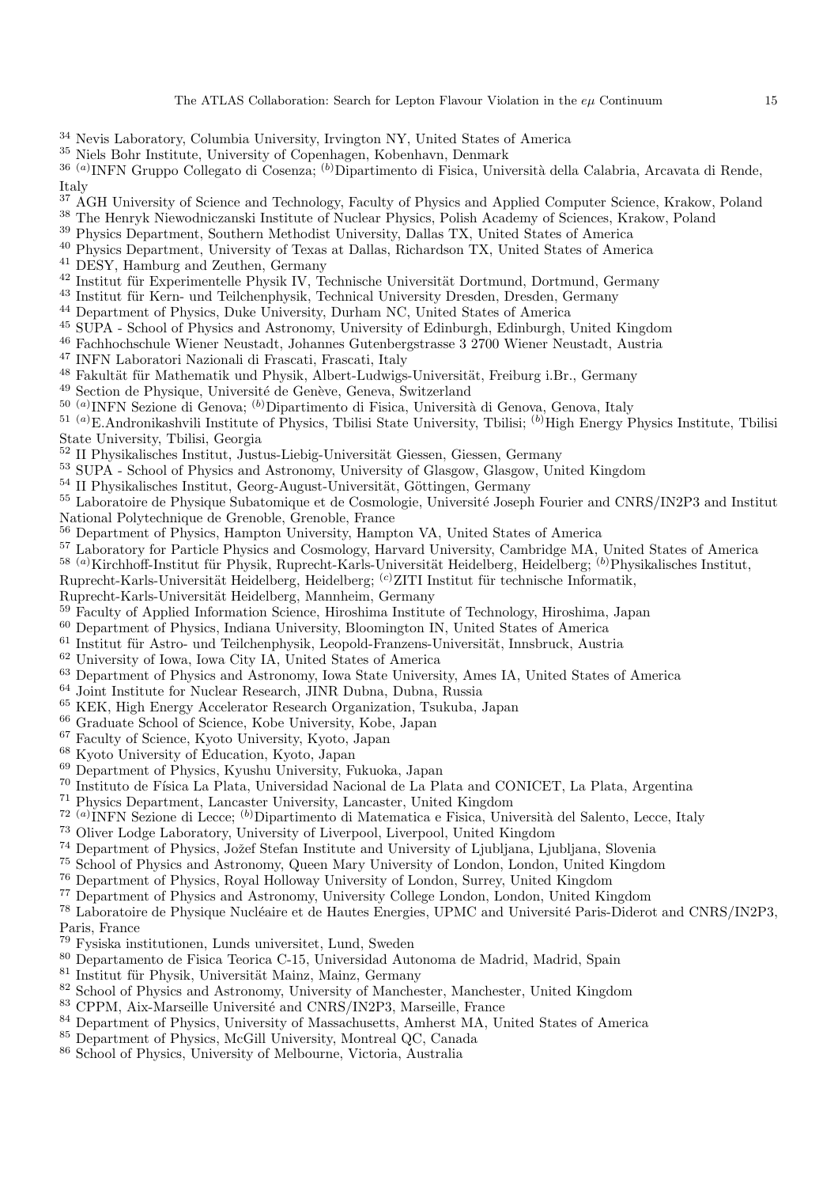[34] Nevis Laboratory, Columbia University, Irvington NY, United States of America
[35] Niels Bohr Institute, University of Copenhagen, Kobenhavn, Denmark
[36] [(a)]INFN Gruppo Collegato di Cosenza; [(b)]Dipartimento di Fisica, Università della Calabria, Arcavata di Rende, Italy
[37] AGH University of Science and Technology, Faculty of Physics and Applied Computer Science, Krakow, Poland
[38] The Henryk Niewodniczanski Institute of Nuclear Physics, Polish Academy of Sciences, Krakow, Poland
[39] Physics Department, Southern Methodist University, Dallas TX, United States of America
[40] Physics Department, University of Texas at Dallas, Richardson TX, United States of America
[41] DESY, Hamburg and Zeuthen, Germany
[42] Institut für Experimentelle Physik IV, Technische Universität Dortmund, Dortmund, Germany
[43] Institut für Kern- und Teilchenphysik, Technical University Dresden, Dresden, Germany
[44] Department of Physics, Duke University, Durham NC, United States of America
[45] SUPA - School of Physics and Astronomy, University of Edinburgh, Edinburgh, United Kingdom
[46] Fachhochschule Wiener Neustadt, Johannes Gutenbergstrasse 3 2700 Wiener Neustadt, Austria
[47] INFN Laboratori Nazionali di Frascati, Frascati, Italy
[48] Fakultät für Mathematik und Physik, Albert-Ludwigs-Universität, Freiburg i.Br., Germany
[49] Section de Physique, Université de Genève, Geneva, Switzerland
[50] [(a)]INFN Sezione di Genova; [(b)]Dipartimento di Fisica, Università di Genova, Genova, Italy
[51] [(a)]E.Andronikashvili Institute of Physics, Tbilisi State University, Tbilisi; [(b)]High Energy Physics Institute, Tbilisi State University, Tbilisi, Georgia
[52] II Physikalisches Institut, Justus-Liebig-Universität Giessen, Giessen, Germany
[53] SUPA - School of Physics and Astronomy, University of Glasgow, Glasgow, United Kingdom
[54] II Physikalisches Institut, Georg-August-Universität, Göttingen, Germany
[55] Laboratoire de Physique Subatomique et de Cosmologie, Université Joseph Fourier and CNRS/IN2P3 and Institut National Polytechnique de Grenoble, Grenoble, France
[56] Department of Physics, Hampton University, Hampton VA, United States of America
[57] Laboratory for Particle Physics and Cosmology, Harvard University, Cambridge MA, United States of America
[58] [(a)]Kirchhoff-Institut für Physik, Ruprecht-Karls-Universität Heidelberg, Heidelberg; [(b)]Physikalisches Institut, Ruprecht-Karls-Universität Heidelberg, Heidelberg; [(c)]ZITI Institut für technische Informatik, Ruprecht-Karls-Universität Heidelberg, Mannheim, Germany
[59] Faculty of Applied Information Science, Hiroshima Institute of Technology, Hiroshima, Japan
[60] Department of Physics, Indiana University, Bloomington IN, United States of America
[61] Institut für Astro- und Teilchenphysik, Leopold-Franzens-Universität, Innsbruck, Austria
[62] University of Iowa, Iowa City IA, United States of America
[63] Department of Physics and Astronomy, Iowa State University, Ames IA, United States of America
[64] Joint Institute for Nuclear Research, JINR Dubna, Dubna, Russia
[65] KEK, High Energy Accelerator Research Organization, Tsukuba, Japan
[66] Graduate School of Science, Kobe University, Kobe, Japan
[67] Faculty of Science, Kyoto University, Kyoto, Japan
[68] Kyoto University of Education, Kyoto, Japan
[69] Department of Physics, Kyushu University, Fukuoka, Japan
[70] Instituto de Física La Plata, Universidad Nacional de La Plata and CONICET, La Plata, Argentina
[71] Physics Department, Lancaster University, Lancaster, United Kingdom
[72] [(a)]INFN Sezione di Lecce; [(b)]Dipartimento di Matematica e Fisica, Università del Salento, Lecce, Italy
[73] Oliver Lodge Laboratory, University of Liverpool, Liverpool, United Kingdom
[74] Department of Physics, Jožef Stefan Institute and University of Ljubljana, Ljubljana, Slovenia
[75] School of Physics and Astronomy, Queen Mary University of London, London, United Kingdom
[76] Department of Physics, Royal Holloway University of London, Surrey, United Kingdom
[77] Department of Physics and Astronomy, University College London, London, United Kingdom
[78] Laboratoire de Physique Nucléaire et de Hautes Energies, UPMC and Université Paris-Diderot and CNRS/IN2P3, Paris, France
[79] Fysiska institutionen, Lunds universitet, Lund, Sweden
[80] Departamento de Fisica Teorica C-15, Universidad Autonoma de Madrid, Madrid, Spain
[81] Institut für Physik, Universität Mainz, Mainz, Germany
[82] School of Physics and Astronomy, University of Manchester, Manchester, United Kingdom
[83] CPPM, Aix-Marseille Université and CNRS/IN2P3, Marseille, France
[84] Department of Physics, University of Massachusetts, Amherst MA, United States of America
[85] Department of Physics, McGill University, Montreal QC, Canada
[86] School of Physics, University of Melbourne, Victoria, Australia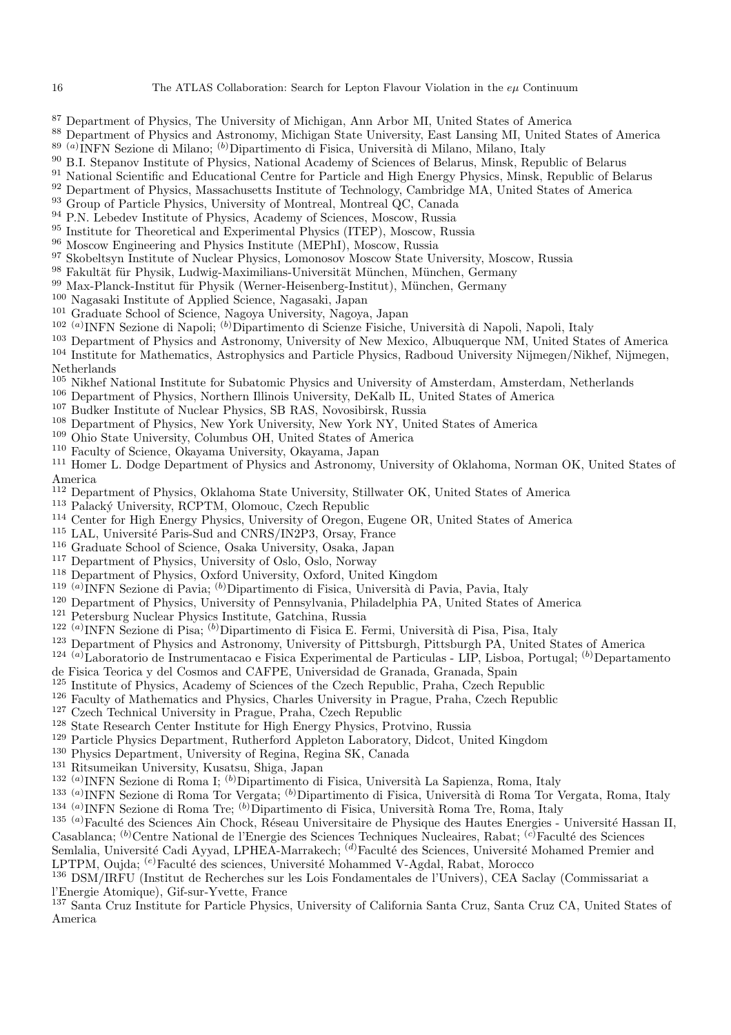[87] Department of Physics, The University of Michigan, Ann Arbor MI, United States of America
[88] Department of Physics and Astronomy, Michigan State University, East Lansing MI, United States of America
[89] [(a)]INFN Sezione di Milano; [(b)]Dipartimento di Fisica, Università di Milano, Milano, Italy
[90] B.I. Stepanov Institute of Physics, National Academy of Sciences of Belarus, Minsk, Republic of Belarus
[91] National Scientific and Educational Centre for Particle and High Energy Physics, Minsk, Republic of Belarus
[92] Department of Physics, Massachusetts Institute of Technology, Cambridge MA, United States of America
[93] Group of Particle Physics, University of Montreal, Montreal QC, Canada
[94] P.N. Lebedev Institute of Physics, Academy of Sciences, Moscow, Russia
[95] Institute for Theoretical and Experimental Physics (ITEP), Moscow, Russia
[96] Moscow Engineering and Physics Institute (MEPhI), Moscow, Russia
[97] Skobeltsyn Institute of Nuclear Physics, Lomonosov Moscow State University, Moscow, Russia
[98] Fakultät für Physik, Ludwig-Maximilians-Universität München, München, Germany
[99] Max-Planck-Institut für Physik (Werner-Heisenberg-Institut), München, Germany
[100] Nagasaki Institute of Applied Science, Nagasaki, Japan
[101] Graduate School of Science, Nagoya University, Nagoya, Japan
[102] [(a)]INFN Sezione di Napoli; [(b)]Dipartimento di Scienze Fisiche, Università di Napoli, Napoli, Italy
[103] Department of Physics and Astronomy, University of New Mexico, Albuquerque NM, United States of America
[104] Institute for Mathematics, Astrophysics and Particle Physics, Radboud University Nijmegen/Nikhef, Nijmegen, Netherlands
[105] Nikhef National Institute for Subatomic Physics and University of Amsterdam, Amsterdam, Netherlands
[106] Department of Physics, Northern Illinois University, DeKalb IL, United States of America
[107] Budker Institute of Nuclear Physics, SB RAS, Novosibirsk, Russia
[108] Department of Physics, New York University, New York NY, United States of America
[109] Ohio State University, Columbus OH, United States of America
[110] Faculty of Science, Okayama University, Okayama, Japan
[111] Homer L. Dodge Department of Physics and Astronomy, University of Oklahoma, Norman OK, United States of America
[112] Department of Physics, Oklahoma State University, Stillwater OK, United States of America
[113] Palacký University, RCPTM, Olomouc, Czech Republic
[114] Center for High Energy Physics, University of Oregon, Eugene OR, United States of America
[115] LAL, Université Paris-Sud and CNRS/IN2P3, Orsay, France
[116] Graduate School of Science, Osaka University, Osaka, Japan
[117] Department of Physics, University of Oslo, Oslo, Norway
[118] Department of Physics, Oxford University, Oxford, United Kingdom
[119] [(a)]INFN Sezione di Pavia; [(b)]Dipartimento di Fisica, Università di Pavia, Pavia, Italy
[120] Department of Physics, University of Pennsylvania, Philadelphia PA, United States of America
[121] Petersburg Nuclear Physics Institute, Gatchina, Russia
[122] [(a)]INFN Sezione di Pisa; [(b)]Dipartimento di Fisica E. Fermi, Università di Pisa, Pisa, Italy
[123] Department of Physics and Astronomy, University of Pittsburgh, Pittsburgh PA, United States of America
[124] [(a)]Laboratorio de Instrumentacao e Fisica Experimental de Particulas - LIP, Lisboa, Portugal; [(b)]Departamento de Fisica Teorica y del Cosmos and CAFPE, Universidad de Granada, Granada, Spain
[125] Institute of Physics, Academy of Sciences of the Czech Republic, Praha, Czech Republic
[126] Faculty of Mathematics and Physics, Charles University in Prague, Praha, Czech Republic
[127] Czech Technical University in Prague, Praha, Czech Republic
[128] State Research Center Institute for High Energy Physics, Protvino, Russia
[129] Particle Physics Department, Rutherford Appleton Laboratory, Didcot, United Kingdom
[130] Physics Department, University of Regina, Regina SK, Canada
[131] Ritsumeikan University, Kusatsu, Shiga, Japan
[132] [(a)]INFN Sezione di Roma I; [(b)]Dipartimento di Fisica, Università La Sapienza, Roma, Italy
[133] [(a)]INFN Sezione di Roma Tor Vergata; [(b)]Dipartimento di Fisica, Università di Roma Tor Vergata, Roma, Italy
[134] [(a)]INFN Sezione di Roma Tre; [(b)]Dipartimento di Fisica, Università Roma Tre, Roma, Italy
[135] [(a)]Faculté des Sciences Ain Chock, Réseau Universitaire de Physique des Hautes Energies - Université Hassan II, Casablanca; [(b)]Centre National de l'Energie des Sciences Techniques Nucleaires, Rabat; [(c)]Faculté des Sciences Semlalia, Université Cadi Ayyad, LPHEA-Marrakech; [(d)]Faculté des Sciences, Université Mohamed Premier and LPTPM, Oujda; [(e)]Faculté des sciences, Université Mohammed V-Agdal, Rabat, Morocco
[136] DSM/IRFU (Institut de Recherches sur les Lois Fondamentales de l'Univers), CEA Saclay (Commissariat a l'Energie Atomique), Gif-sur-Yvette, France
[137] Santa Cruz Institute for Particle Physics, University of California Santa Cruz, Santa Cruz CA, United States of America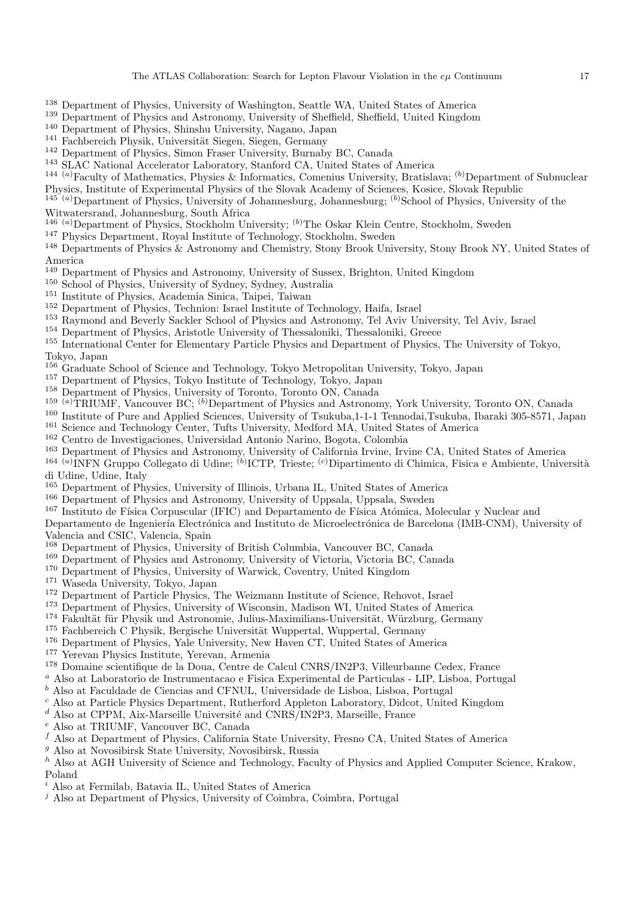[138] Department of Physics, University of Washington, Seattle WA, United States of America
[139] Department of Physics and Astronomy, University of Sheffield, Sheffield, United Kingdom
[140] Department of Physics, Shinshu University, Nagano, Japan
[141] Fachbereich Physik, Universität Siegen, Siegen, Germany
[142] Department of Physics, Simon Fraser University, Burnaby BC, Canada
[143] SLAC National Accelerator Laboratory, Stanford CA, United States of America
[144] [(a)]Faculty of Mathematics, Physics & Informatics, Comenius University, Bratislava; [(b)]Department of Subnuclear Physics, Institute of Experimental Physics of the Slovak Academy of Sciences, Kosice, Slovak Republic
[145] [(a)]Department of Physics, University of Johannesburg, Johannesburg; [(b)]School of Physics, University of the Witwatersrand, Johannesburg, South Africa
[146] [(a)]Department of Physics, Stockholm University; [(b)]The Oskar Klein Centre, Stockholm, Sweden
[147] Physics Department, Royal Institute of Technology, Stockholm, Sweden
[148] Departments of Physics & Astronomy and Chemistry, Stony Brook University, Stony Brook NY, United States of America
[149] Department of Physics and Astronomy, University of Sussex, Brighton, United Kingdom
[150] School of Physics, University of Sydney, Sydney, Australia
[151] Institute of Physics, Academia Sinica, Taipei, Taiwan
[152] Department of Physics, Technion: Israel Institute of Technology, Haifa, Israel
[153] Raymond and Beverly Sackler School of Physics and Astronomy, Tel Aviv University, Tel Aviv, Israel
[154] Department of Physics, Aristotle University of Thessaloniki, Thessaloniki, Greece
[155] International Center for Elementary Particle Physics and Department of Physics, The University of Tokyo, Tokyo, Japan
[156] Graduate School of Science and Technology, Tokyo Metropolitan University, Tokyo, Japan
[157] Department of Physics, Tokyo Institute of Technology, Tokyo, Japan
[158] Department of Physics, University of Toronto, Toronto ON, Canada
[159] [(a)]TRIUMF, Vancouver BC; [(b)]Department of Physics and Astronomy, York University, Toronto ON, Canada
[160] Institute of Pure and Applied Sciences, University of Tsukuba,1-1-1 Tennodai,Tsukuba, Ibaraki 305-8571, Japan
[161] Science and Technology Center, Tufts University, Medford MA, United States of America
[162] Centro de Investigaciones, Universidad Antonio Narino, Bogota, Colombia
[163] Department of Physics and Astronomy, University of California Irvine, Irvine CA, United States of America
[164] [(a)]INFN Gruppo Collegato di Udine; [(b)]ICTP, Trieste; [(c)]Dipartimento di Chimica, Fisica e Ambiente, Università di Udine, Udine, Italy
[165] Department of Physics, University of Illinois, Urbana IL, United States of America
[166] Department of Physics and Astronomy, University of Uppsala, Uppsala, Sweden
[167] Instituto de Física Corpuscular (IFIC) and Departamento de Física Atómica, Molecular y Nuclear and Departamento de Ingeniería Electrónica and Instituto de Microelectrónica de Barcelona (IMB-CNM), University of Valencia and CSIC, Valencia, Spain
[168] Department of Physics, University of British Columbia, Vancouver BC, Canada
[169] Department of Physics and Astronomy, University of Victoria, Victoria BC, Canada
[170] Department of Physics, University of Warwick, Coventry, United Kingdom
[171] Waseda University, Tokyo, Japan
[172] Department of Particle Physics, The Weizmann Institute of Science, Rehovot, Israel
[173] Department of Physics, University of Wisconsin, Madison WI, United States of America
[174] Fakultät für Physik und Astronomie, Julius-Maximilians-Universität, Würzburg, Germany
[175] Fachbereich C Physik, Bergische Universität Wuppertal, Wuppertal, Germany
[176] Department of Physics, Yale University, New Haven CT, United States of America
[177] Yerevan Physics Institute, Yerevan, Armenia
[178] Domaine scientifique de la Doua, Centre de Calcul CNRS/IN2P3, Villeurbanne Cedex, France
[a] Also at Laboratorio de Instrumentacao e Fisica Experimental de Particulas - LIP, Lisboa, Portugal
[b] Also at Faculdade de Ciencias and CFNUL, Universidade de Lisboa, Lisboa, Portugal
[c] Also at Particle Physics Department, Rutherford Appleton Laboratory, Didcot, United Kingdom
[d] Also at CPPM, Aix-Marseille Université and CNRS/IN2P3, Marseille, France
[e] Also at TRIUMF, Vancouver BC, Canada
[f] Also at Department of Physics, California State University, Fresno CA, United States of America
[g] Also at Novosibirsk State University, Novosibirsk, Russia
[h] Also at AGH University of Science and Technology, Faculty of Physics and Applied Computer Science, Krakow, Poland
[i] Also at Fermilab, Batavia IL, United States of America
[j] Also at Department of Physics, University of Coimbra, Coimbra, Portugal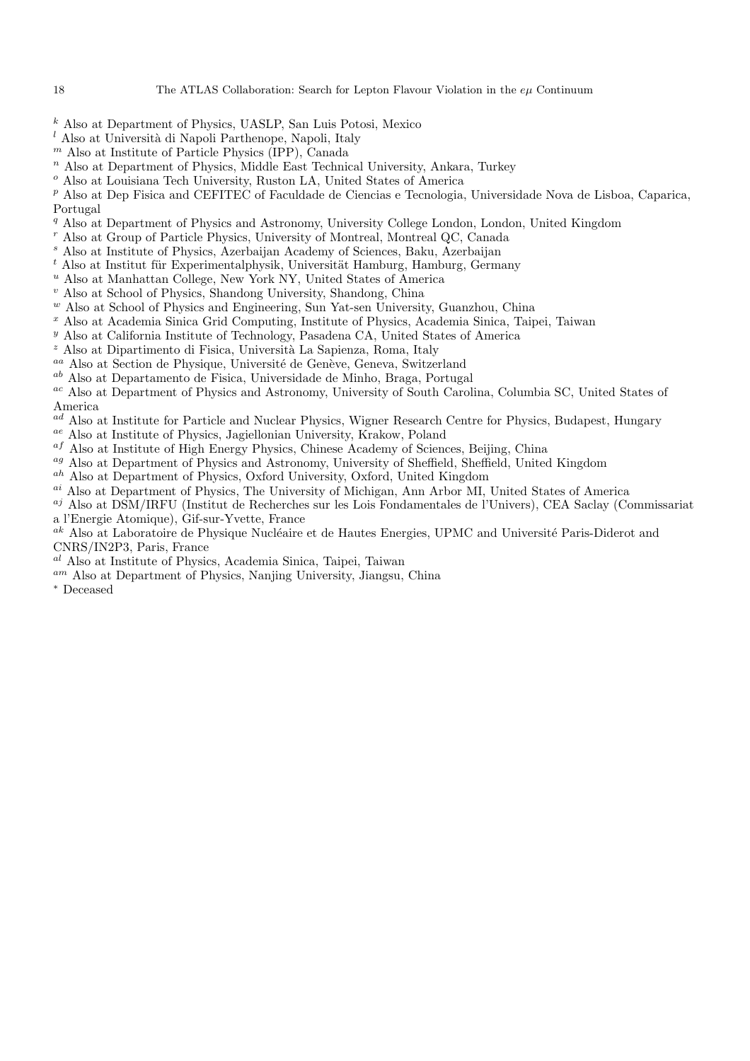[k] Also at Department of Physics, UASLP, San Luis Potosi, Mexico
[l] Also at Università di Napoli Parthenope, Napoli, Italy
[m] Also at Institute of Particle Physics (IPP), Canada
[n] Also at Department of Physics, Middle East Technical University, Ankara, Turkey
[o] Also at Louisiana Tech University, Ruston LA, United States of America
[p] Also at Dep Fisica and CEFITEC of Faculdade de Ciencias e Tecnologia, Universidade Nova de Lisboa, Caparica, Portugal
[q] Also at Department of Physics and Astronomy, University College London, London, United Kingdom
[r] Also at Group of Particle Physics, University of Montreal, Montreal QC, Canada
[s] Also at Institute of Physics, Azerbaijan Academy of Sciences, Baku, Azerbaijan
[t] Also at Institut für Experimentalphysik, Universität Hamburg, Hamburg, Germany
[u] Also at Manhattan College, New York NY, United States of America
[v] Also at School of Physics, Shandong University, Shandong, China
[w] Also at School of Physics and Engineering, Sun Yat-sen University, Guanzhou, China
[x] Also at Academia Sinica Grid Computing, Institute of Physics, Academia Sinica, Taipei, Taiwan
[y] Also at California Institute of Technology, Pasadena CA, United States of America
[z] Also at Dipartimento di Fisica, Università La Sapienza, Roma, Italy
[aa] Also at Section de Physique, Université de Genève, Geneva, Switzerland
[ab] Also at Departamento de Fisica, Universidade de Minho, Braga, Portugal
[ac] Also at Department of Physics and Astronomy, University of South Carolina, Columbia SC, United States of America
[ad] Also at Institute for Particle and Nuclear Physics, Wigner Research Centre for Physics, Budapest, Hungary
[ae] Also at Institute of Physics, Jagiellonian University, Krakow, Poland
[af] Also at Institute of High Energy Physics, Chinese Academy of Sciences, Beijing, China
[ag] Also at Department of Physics and Astronomy, University of Sheffield, Sheffield, United Kingdom
[ah] Also at Department of Physics, Oxford University, Oxford, United Kingdom
[ai] Also at Department of Physics, The University of Michigan, Ann Arbor MI, United States of America
[aj] Also at DSM/IRFU (Institut de Recherches sur les Lois Fondamentales de l'Univers), CEA Saclay (Commissariat a l'Energie Atomique), Gif-sur-Yvette, France
[ak] Also at Laboratoire de Physique Nucléaire et de Hautes Energies, UPMC and Université Paris-Diderot and CNRS/IN2P3, Paris, France
[al] Also at Institute of Physics, Academia Sinica, Taipei, Taiwan
[am] Also at Department of Physics, Nanjing University, Jiangsu, China
[*] Deceased